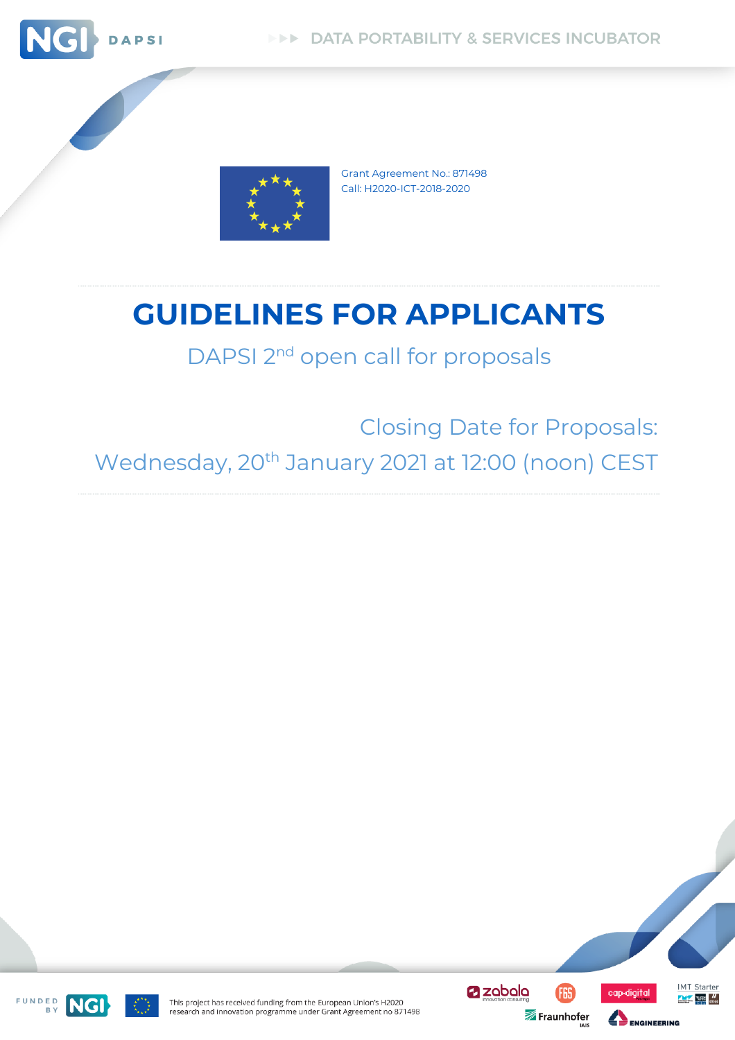Grant Agreement No.: 871498
Call: H2020-ICT-2018-2020

# GUIDELINES FOR APPLICANTS

DAPSI 2nd open call for proposals

Closing Date for Proposals:
Wednesday, 20th January 2021 at 12:00 (noon) CEST

This project has received funding from the European Union's H2020 research and innovation programme under Grant Agreement no 871498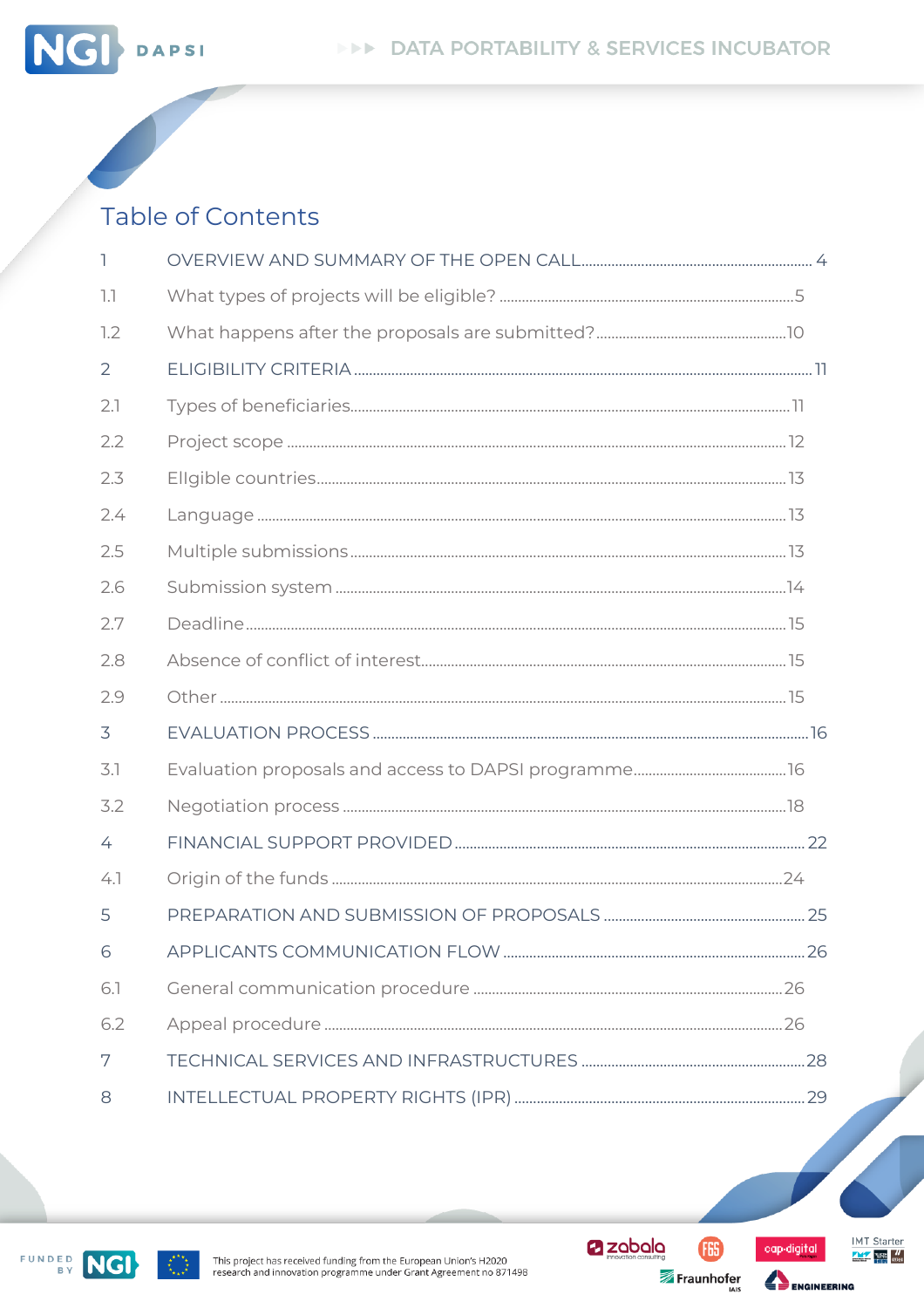# Table of Contents

1 OVERVIEW AND SUMMARY OF THE OPEN CALL ........ 4

1.1 What types of projects will be eligible? ........ 5

1.2 What happens after the proposals are submitted? ........ 10

2 ELIGIBILITY CRITERIA ........ 11

2.1 Types of beneficiaries ........ 11

2.2 Project scope ........ 12

2.3 Ellgible countries ........ 13

2.4 Language ........ 13

2.5 Multiple submissions ........ 13

2.6 Submission system ........ 14

2.7 Deadline ........ 15

2.8 Absence of conflict of interest ........ 15

2.9 Other ........ 15

3 EVALUATION PROCESS ........ 16

3.1 Evaluation proposals and access to DAPSI programme ........ 16

3.2 Negotiation process ........ 18

4 FINANCIAL SUPPORT PROVIDED ........ 22

4.1 Origin of the funds ........ 24

5 PREPARATION AND SUBMISSION OF PROPOSALS ........ 25

6 APPLICANTS COMMUNICATION FLOW ........ 26

6.1 General communication procedure ........ 26

6.2 Appeal procedure ........ 26

7 TECHNICAL SERVICES AND INFRASTRUCTURES ........ 28

8 INTELLECTUAL PROPERTY RIGHTS (IPR) ........ 29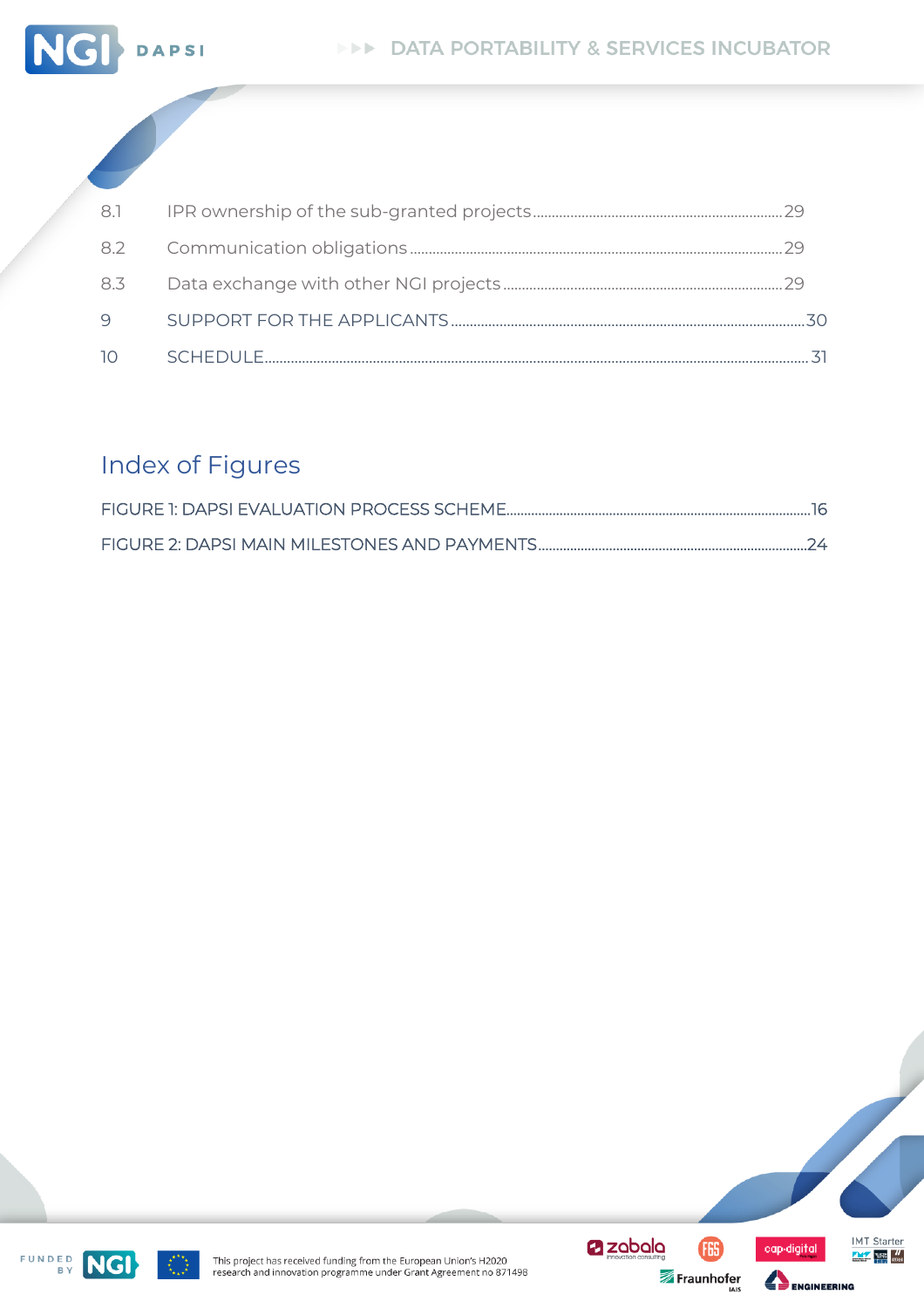8.1 IPR ownership of the sub-granted projects ............ 29

8.2 Communication obligations ............ 29

8.3 Data exchange with other NGI projects ............ 29

9 SUPPORT FOR THE APPLICANTS ............ 30

10 SCHEDULE ............ 31

## Index of Figures

FIGURE 1: DAPSI EVALUATION PROCESS SCHEME ............ 16

FIGURE 2: DAPSI MAIN MILESTONES AND PAYMENTS ............ 24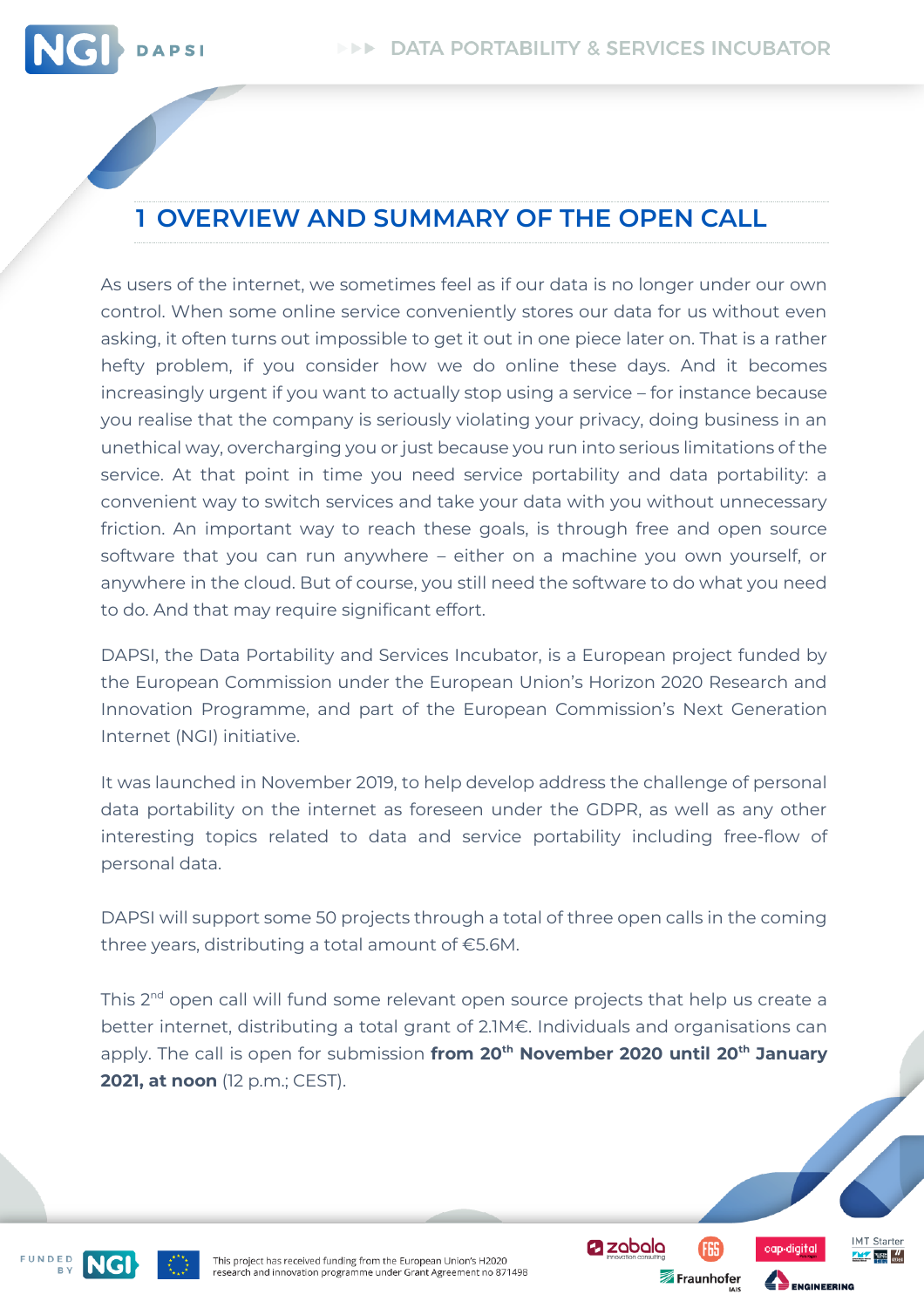# 1 OVERVIEW AND SUMMARY OF THE OPEN CALL

As users of the internet, we sometimes feel as if our data is no longer under our own control. When some online service conveniently stores our data for us without even asking, it often turns out impossible to get it out in one piece later on. That is a rather hefty problem, if you consider how we do online these days. And it becomes increasingly urgent if you want to actually stop using a service – for instance because you realise that the company is seriously violating your privacy, doing business in an unethical way, overcharging you or just because you run into serious limitations of the service. At that point in time you need service portability and data portability: a convenient way to switch services and take your data with you without unnecessary friction. An important way to reach these goals, is through free and open source software that you can run anywhere – either on a machine you own yourself, or anywhere in the cloud. But of course, you still need the software to do what you need to do. And that may require significant effort.

DAPSI, the Data Portability and Services Incubator, is a European project funded by the European Commission under the European Union's Horizon 2020 Research and Innovation Programme, and part of the European Commission's Next Generation Internet (NGI) initiative.

It was launched in November 2019, to help develop address the challenge of personal data portability on the internet as foreseen under the GDPR, as well as any other interesting topics related to data and service portability including free-flow of personal data.

DAPSI will support some 50 projects through a total of three open calls in the coming three years, distributing a total amount of €5.6M.

This 2nd open call will fund some relevant open source projects that help us create a better internet, distributing a total grant of 2.1M€. Individuals and organisations can apply. The call is open for submission **from 20th November 2020 until 20th January 2021, at noon** (12 p.m.; CEST).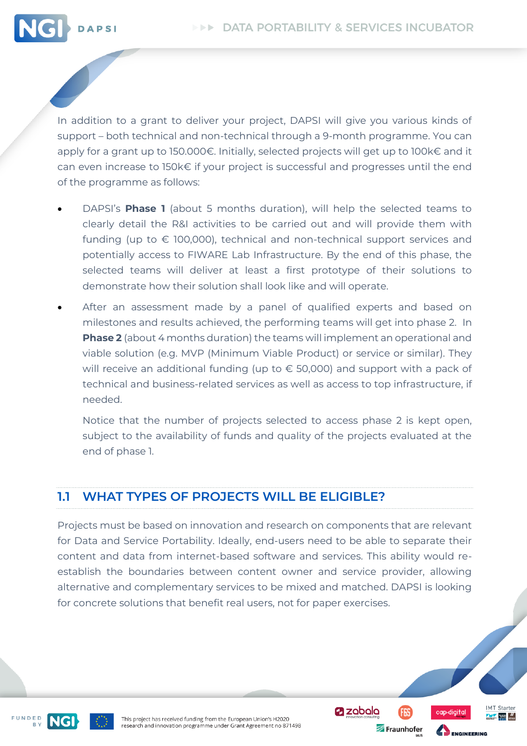In addition to a grant to deliver your project, DAPSI will give you various kinds of support – both technical and non-technical through a 9-month programme. You can apply for a grant up to 150.000€. Initially, selected projects will get up to 100k€ and it can even increase to 150k€ if your project is successful and progresses until the end of the programme as follows:

- DAPSI's **Phase 1** (about 5 months duration), will help the selected teams to clearly detail the R&I activities to be carried out and will provide them with funding (up to € 100,000), technical and non-technical support services and potentially access to FIWARE Lab Infrastructure. By the end of this phase, the selected teams will deliver at least a first prototype of their solutions to demonstrate how their solution shall look like and will operate.
- After an assessment made by a panel of qualified experts and based on milestones and results achieved, the performing teams will get into phase 2. In **Phase 2** (about 4 months duration) the teams will implement an operational and viable solution (e.g. MVP (Minimum Viable Product) or service or similar). They will receive an additional funding (up to € 50,000) and support with a pack of technical and business-related services as well as access to top infrastructure, if needed.

  Notice that the number of projects selected to access phase 2 is kept open, subject to the availability of funds and quality of the projects evaluated at the end of phase 1.

## 1.1 WHAT TYPES OF PROJECTS WILL BE ELIGIBLE?

Projects must be based on innovation and research on components that are relevant for Data and Service Portability. Ideally, end-users need to be able to separate their content and data from internet-based software and services. This ability would re-establish the boundaries between content owner and service provider, allowing alternative and complementary services to be mixed and matched. DAPSI is looking for concrete solutions that benefit real users, not for paper exercises.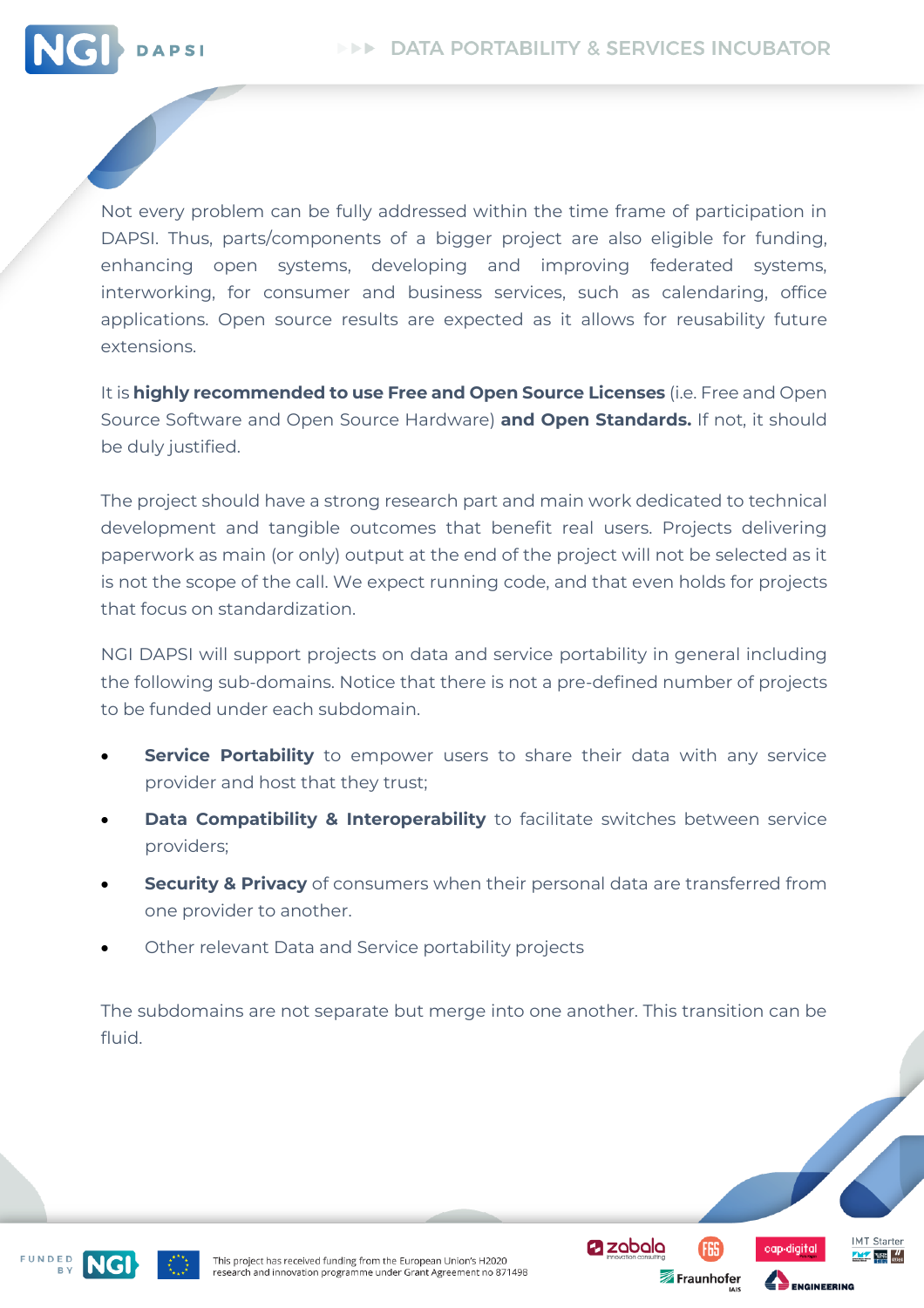Not every problem can be fully addressed within the time frame of participation in DAPSI. Thus, parts/components of a bigger project are also eligible for funding, enhancing open systems, developing and improving federated systems, interworking, for consumer and business services, such as calendaring, office applications. Open source results are expected as it allows for reusability future extensions.

It is **highly recommended to use Free and Open Source Licenses** (i.e. Free and Open Source Software and Open Source Hardware) **and Open Standards.** If not, it should be duly justified.

The project should have a strong research part and main work dedicated to technical development and tangible outcomes that benefit real users. Projects delivering paperwork as main (or only) output at the end of the project will not be selected as it is not the scope of the call. We expect running code, and that even holds for projects that focus on standardization.

NGI DAPSI will support projects on data and service portability in general including the following sub-domains. Notice that there is not a pre-defined number of projects to be funded under each subdomain.

- **Service Portability** to empower users to share their data with any service provider and host that they trust;
- **Data Compatibility & Interoperability** to facilitate switches between service providers;
- **Security & Privacy** of consumers when their personal data are transferred from one provider to another.
- Other relevant Data and Service portability projects

The subdomains are not separate but merge into one another. This transition can be fluid.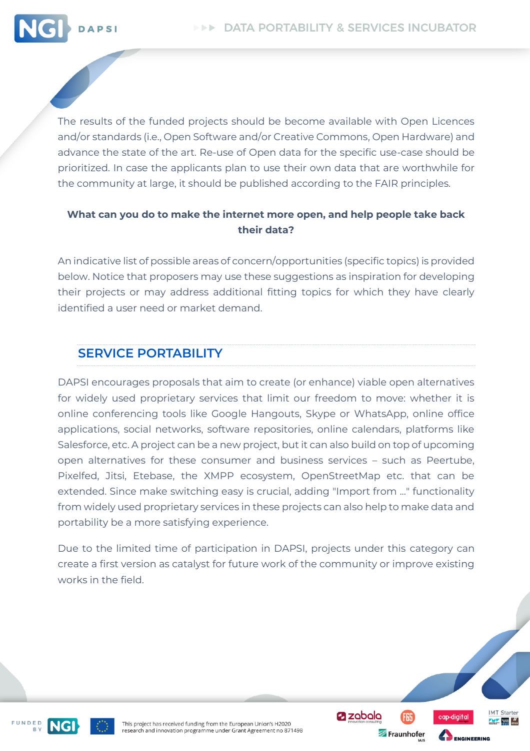The results of the funded projects should be become available with Open Licences and/or standards (i.e., Open Software and/or Creative Commons, Open Hardware) and advance the state of the art. Re-use of Open data for the specific use-case should be prioritized. In case the applicants plan to use their own data that are worthwhile for the community at large, it should be published according to the FAIR principles.

**What can you do to make the internet more open, and help people take back their data?**

An indicative list of possible areas of concern/opportunities (specific topics) is provided below. Notice that proposers may use these suggestions as inspiration for developing their projects or may address additional fitting topics for which they have clearly identified a user need or market demand.

## SERVICE PORTABILITY

DAPSI encourages proposals that aim to create (or enhance) viable open alternatives for widely used proprietary services that limit our freedom to move: whether it is online conferencing tools like Google Hangouts, Skype or WhatsApp, online office applications, social networks, software repositories, online calendars, platforms like Salesforce, etc. A project can be a new project, but it can also build on top of upcoming open alternatives for these consumer and business services – such as Peertube, Pixelfed, Jitsi, Etebase, the XMPP ecosystem, OpenStreetMap etc. that can be extended. Since make switching easy is crucial, adding "Import from ..." functionality from widely used proprietary services in these projects can also help to make data and portability be a more satisfying experience.

Due to the limited time of participation in DAPSI, projects under this category can create a first version as catalyst for future work of the community or improve existing works in the field.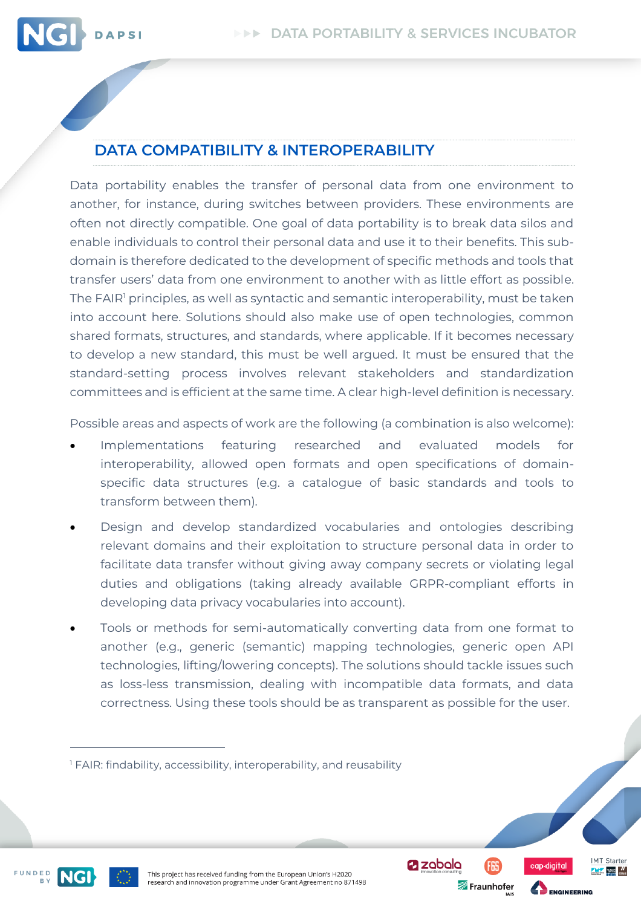## DATA COMPATIBILITY & INTEROPERABILITY

Data portability enables the transfer of personal data from one environment to another, for instance, during switches between providers. These environments are often not directly compatible. One goal of data portability is to break data silos and enable individuals to control their personal data and use it to their benefits. This sub-domain is therefore dedicated to the development of specific methods and tools that transfer users' data from one environment to another with as little effort as possible. The FAIR[1] principles, as well as syntactic and semantic interoperability, must be taken into account here. Solutions should also make use of open technologies, common shared formats, structures, and standards, where applicable. If it becomes necessary to develop a new standard, this must be well argued. It must be ensured that the standard-setting process involves relevant stakeholders and standardization committees and is efficient at the same time. A clear high-level definition is necessary.

Possible areas and aspects of work are the following (a combination is also welcome):

- Implementations featuring researched and evaluated models for interoperability, allowed open formats and open specifications of domain-specific data structures (e.g. a catalogue of basic standards and tools to transform between them).
- Design and develop standardized vocabularies and ontologies describing relevant domains and their exploitation to structure personal data in order to facilitate data transfer without giving away company secrets or violating legal duties and obligations (taking already available GRPR-compliant efforts in developing data privacy vocabularies into account).
- Tools or methods for semi-automatically converting data from one format to another (e.g., generic (semantic) mapping technologies, generic open API technologies, lifting/lowering concepts). The solutions should tackle issues such as loss-less transmission, dealing with incompatible data formats, and data correctness. Using these tools should be as transparent as possible for the user.

[1] FAIR: findability, accessibility, interoperability, and reusability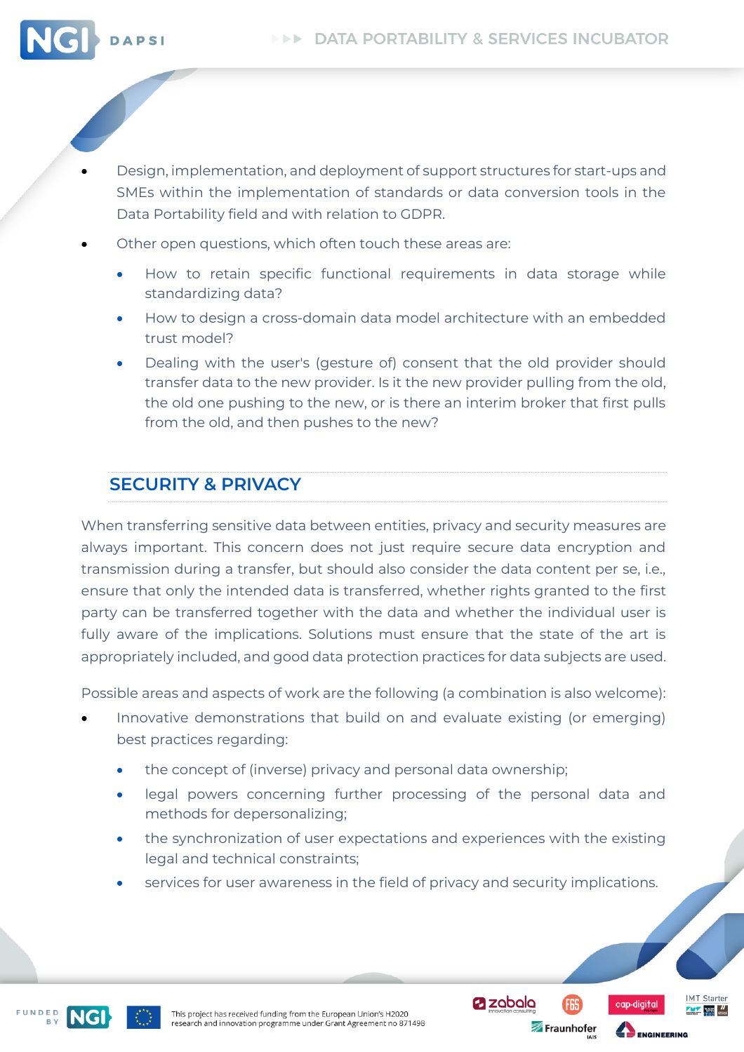- Design, implementation, and deployment of support structures for start-ups and SMEs within the implementation of standards or data conversion tools in the Data Portability field and with relation to GDPR.
- Other open questions, which often touch these areas are:
    - How to retain specific functional requirements in data storage while standardizing data?
    - How to design a cross-domain data model architecture with an embedded trust model?
    - Dealing with the user's (gesture of) consent that the old provider should transfer data to the new provider. Is it the new provider pulling from the old, the old one pushing to the new, or is there an interim broker that first pulls from the old, and then pushes to the new?

## SECURITY & PRIVACY

When transferring sensitive data between entities, privacy and security measures are always important. This concern does not just require secure data encryption and transmission during a transfer, but should also consider the data content per se, i.e., ensure that only the intended data is transferred, whether rights granted to the first party can be transferred together with the data and whether the individual user is fully aware of the implications. Solutions must ensure that the state of the art is appropriately included, and good data protection practices for data subjects are used.

Possible areas and aspects of work are the following (a combination is also welcome):

- Innovative demonstrations that build on and evaluate existing (or emerging) best practices regarding:
    - the concept of (inverse) privacy and personal data ownership;
    - legal powers concerning further processing of the personal data and methods for depersonalizing;
    - the synchronization of user expectations and experiences with the existing legal and technical constraints;
    - services for user awareness in the field of privacy and security implications.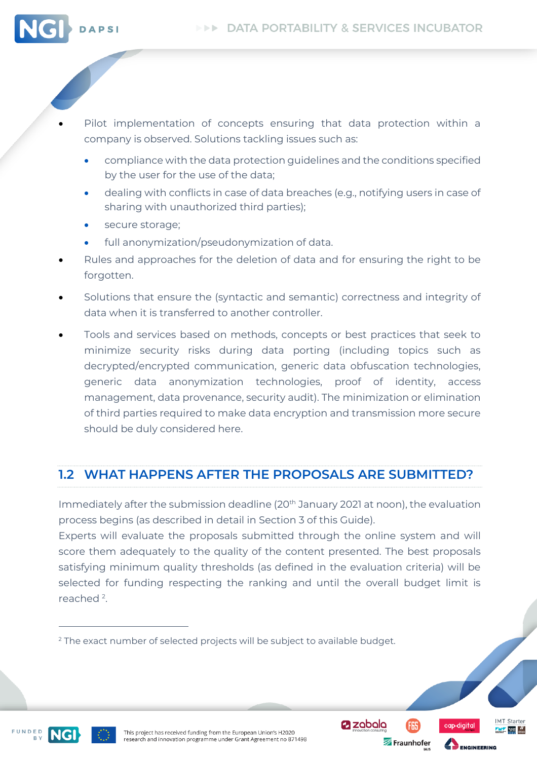- Pilot implementation of concepts ensuring that data protection within a company is observed. Solutions tackling issues such as:
  - compliance with the data protection guidelines and the conditions specified by the user for the use of the data;
  - dealing with conflicts in case of data breaches (e.g., notifying users in case of sharing with unauthorized third parties);
  - secure storage;
  - full anonymization/pseudonymization of data.
- Rules and approaches for the deletion of data and for ensuring the right to be forgotten.
- Solutions that ensure the (syntactic and semantic) correctness and integrity of data when it is transferred to another controller.
- Tools and services based on methods, concepts or best practices that seek to minimize security risks during data porting (including topics such as decrypted/encrypted communication, generic data obfuscation technologies, generic data anonymization technologies, proof of identity, access management, data provenance, security audit). The minimization or elimination of third parties required to make data encryption and transmission more secure should be duly considered here.

## 1.2 WHAT HAPPENS AFTER THE PROPOSALS ARE SUBMITTED?

Immediately after the submission deadline (20th January 2021 at noon), the evaluation process begins (as described in detail in Section 3 of this Guide).

Experts will evaluate the proposals submitted through the online system and will score them adequately to the quality of the content presented. The best proposals satisfying minimum quality thresholds (as defined in the evaluation criteria) will be selected for funding respecting the ranking and until the overall budget limit is reached [2].

[2] The exact number of selected projects will be subject to available budget.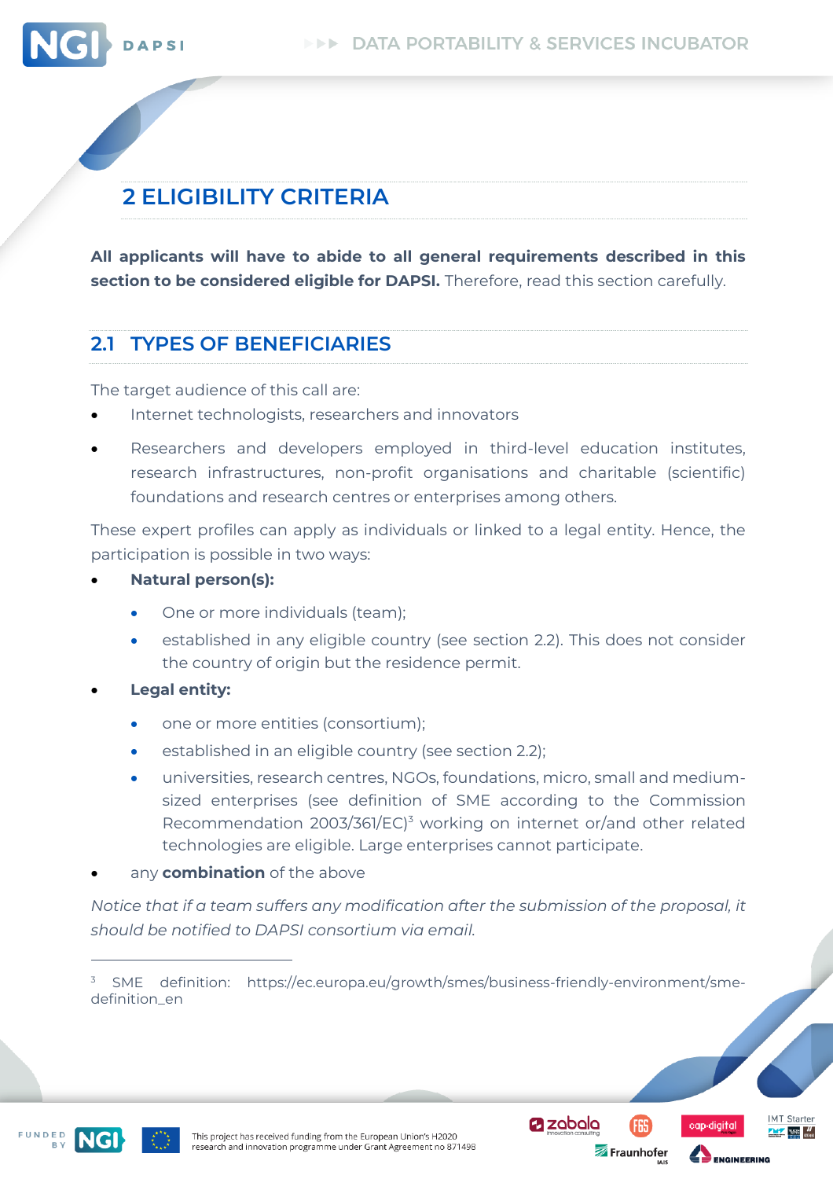# 2 ELIGIBILITY CRITERIA

**All applicants will have to abide to all general requirements described in this section to be considered eligible for DAPSI.** Therefore, read this section carefully.

## 2.1 TYPES OF BENEFICIARIES

The target audience of this call are:

- Internet technologists, researchers and innovators
- Researchers and developers employed in third-level education institutes, research infrastructures, non-profit organisations and charitable (scientific) foundations and research centres or enterprises among others.

These expert profiles can apply as individuals or linked to a legal entity. Hence, the participation is possible in two ways:

- **Natural person(s):**
  - One or more individuals (team);
  - established in any eligible country (see section 2.2). This does not consider the country of origin but the residence permit.
- **Legal entity:**
  - one or more entities (consortium);
  - established in an eligible country (see section 2.2);
  - universities, research centres, NGOs, foundations, micro, small and medium-sized enterprises (see definition of SME according to the Commission Recommendation 2003/361/EC)[3] working on internet or/and other related technologies are eligible. Large enterprises cannot participate.
- any **combination** of the above

*Notice that if a team suffers any modification after the submission of the proposal, it should be notified to DAPSI consortium via email.*

[3] SME definition: https://ec.europa.eu/growth/smes/business-friendly-environment/sme-definition_en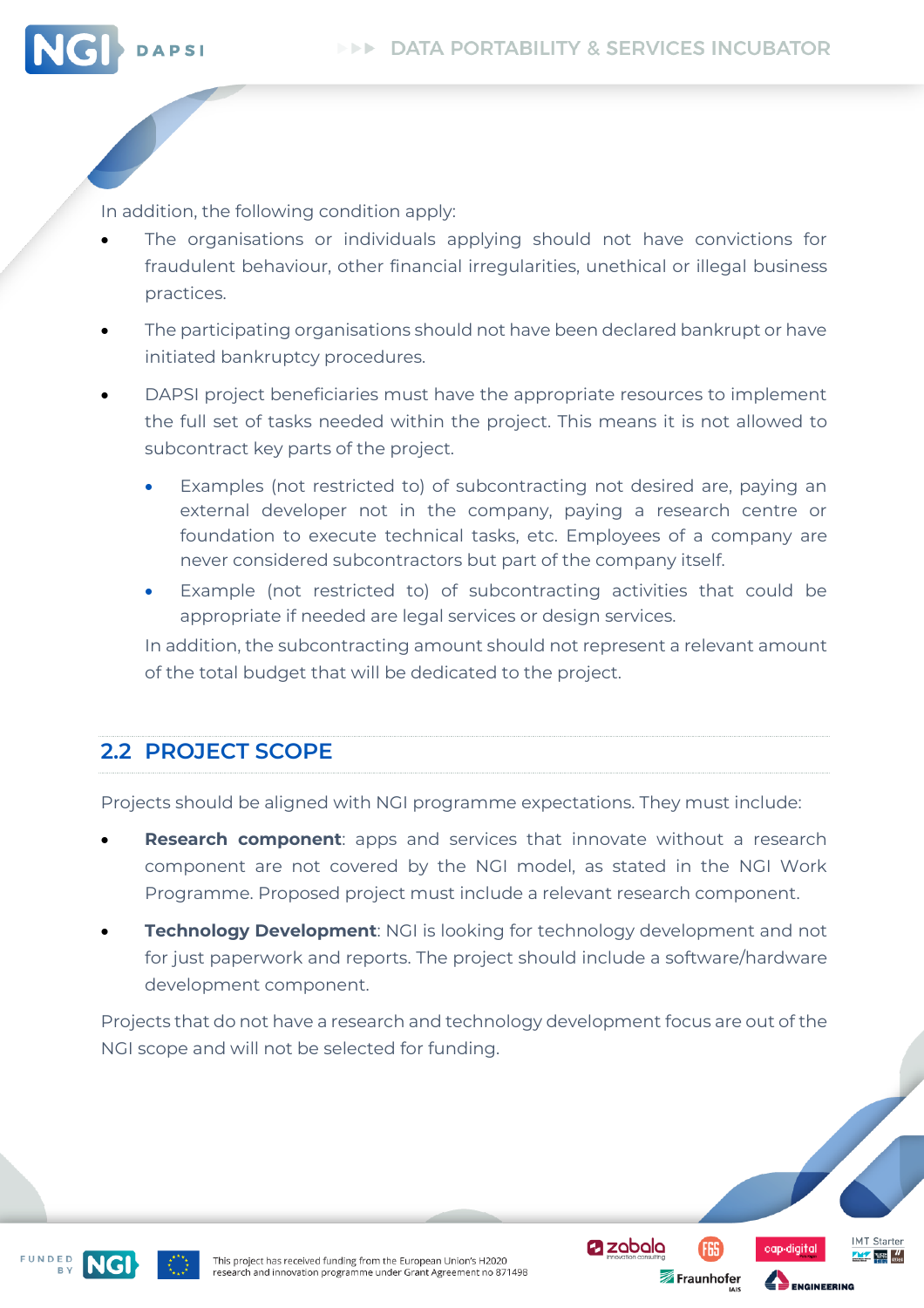In addition, the following condition apply:

- The organisations or individuals applying should not have convictions for fraudulent behaviour, other financial irregularities, unethical or illegal business practices.
- The participating organisations should not have been declared bankrupt or have initiated bankruptcy procedures.
- DAPSI project beneficiaries must have the appropriate resources to implement the full set of tasks needed within the project. This means it is not allowed to subcontract key parts of the project.
    - Examples (not restricted to) of subcontracting not desired are, paying an external developer not in the company, paying a research centre or foundation to execute technical tasks, etc. Employees of a company are never considered subcontractors but part of the company itself.
    - Example (not restricted to) of subcontracting activities that could be appropriate if needed are legal services or design services.

  In addition, the subcontracting amount should not represent a relevant amount of the total budget that will be dedicated to the project.

## 2.2 PROJECT SCOPE

Projects should be aligned with NGI programme expectations. They must include:

- **Research component**: apps and services that innovate without a research component are not covered by the NGI model, as stated in the NGI Work Programme. Proposed project must include a relevant research component.
- **Technology Development**: NGI is looking for technology development and not for just paperwork and reports. The project should include a software/hardware development component.

Projects that do not have a research and technology development focus are out of the NGI scope and will not be selected for funding.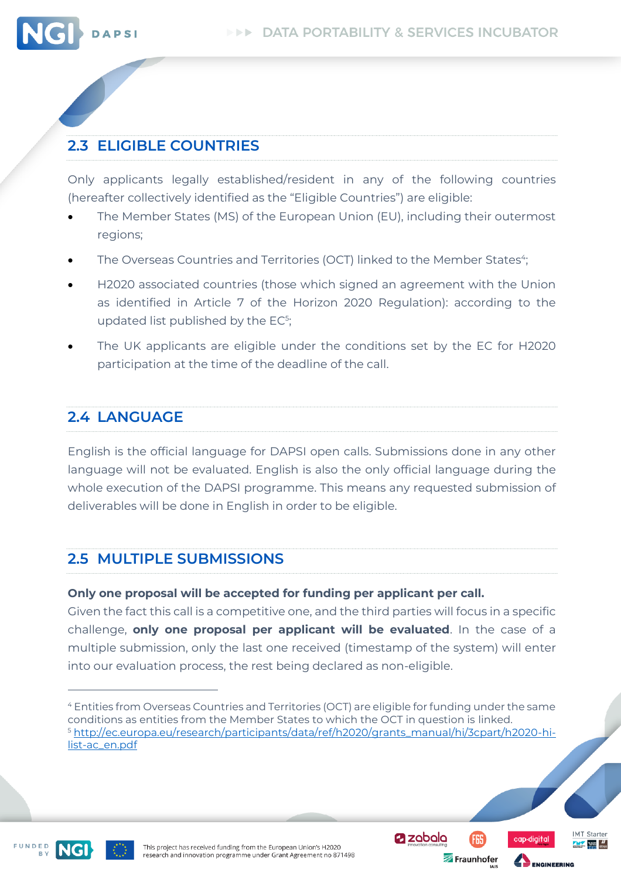## 2.3 ELIGIBLE COUNTRIES

Only applicants legally established/resident in any of the following countries (hereafter collectively identified as the "Eligible Countries") are eligible:

- The Member States (MS) of the European Union (EU), including their outermost regions;
- The Overseas Countries and Territories (OCT) linked to the Member States[4];
- H2020 associated countries (those which signed an agreement with the Union as identified in Article 7 of the Horizon 2020 Regulation): according to the updated list published by the EC[5];
- The UK applicants are eligible under the conditions set by the EC for H2020 participation at the time of the deadline of the call.

## 2.4 LANGUAGE

English is the official language for DAPSI open calls. Submissions done in any other language will not be evaluated. English is also the only official language during the whole execution of the DAPSI programme. This means any requested submission of deliverables will be done in English in order to be eligible.

## 2.5 MULTIPLE SUBMISSIONS

**Only one proposal will be accepted for funding per applicant per call.**
Given the fact this call is a competitive one, and the third parties will focus in a specific challenge, **only one proposal per applicant will be evaluated**. In the case of a multiple submission, only the last one received (timestamp of the system) will enter into our evaluation process, the rest being declared as non-eligible.

---

[4] Entities from Overseas Countries and Territories (OCT) are eligible for funding under the same conditions as entities from the Member States to which the OCT in question is linked.

[5] http://ec.europa.eu/research/participants/data/ref/h2020/grants_manual/hi/3cpart/h2020-hi-list-ac_en.pdf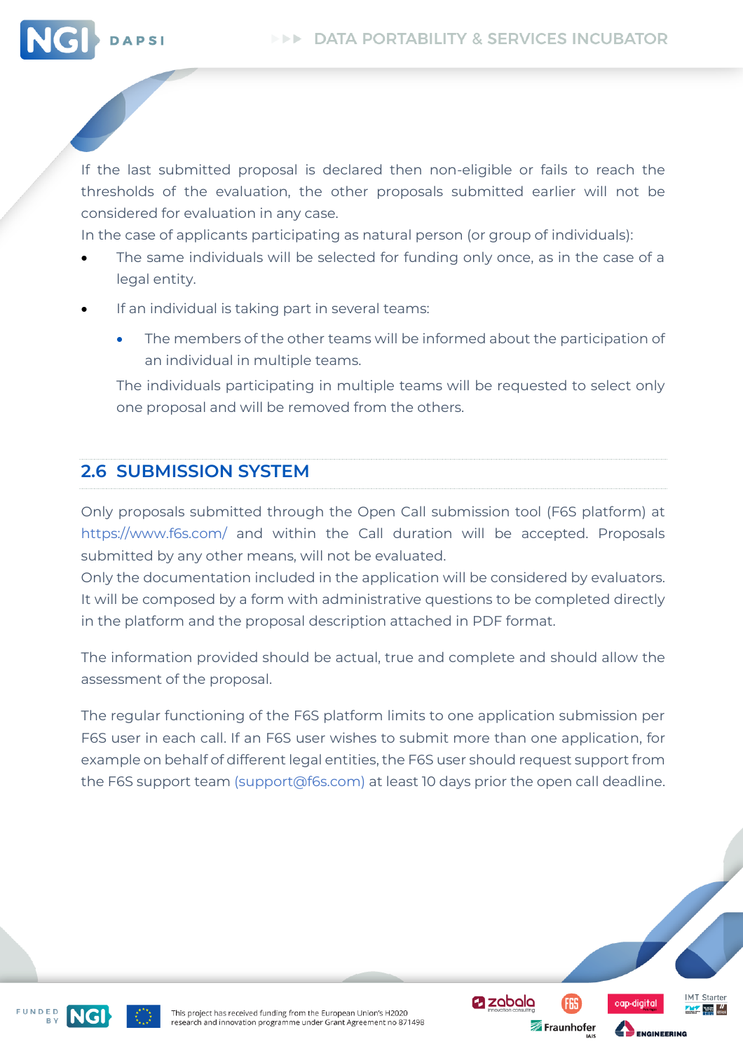If the last submitted proposal is declared then non-eligible or fails to reach the thresholds of the evaluation, the other proposals submitted earlier will not be considered for evaluation in any case.

In the case of applicants participating as natural person (or group of individuals):

- The same individuals will be selected for funding only once, as in the case of a legal entity.
- If an individual is taking part in several teams:
  - The members of the other teams will be informed about the participation of an individual in multiple teams.

  The individuals participating in multiple teams will be requested to select only one proposal and will be removed from the others.

## 2.6 SUBMISSION SYSTEM

Only proposals submitted through the Open Call submission tool (F6S platform) at https://www.f6s.com/ and within the Call duration will be accepted. Proposals submitted by any other means, will not be evaluated.

Only the documentation included in the application will be considered by evaluators. It will be composed by a form with administrative questions to be completed directly in the platform and the proposal description attached in PDF format.

The information provided should be actual, true and complete and should allow the assessment of the proposal.

The regular functioning of the F6S platform limits to one application submission per F6S user in each call. If an F6S user wishes to submit more than one application, for example on behalf of different legal entities, the F6S user should request support from the F6S support team (support@f6s.com) at least 10 days prior the open call deadline.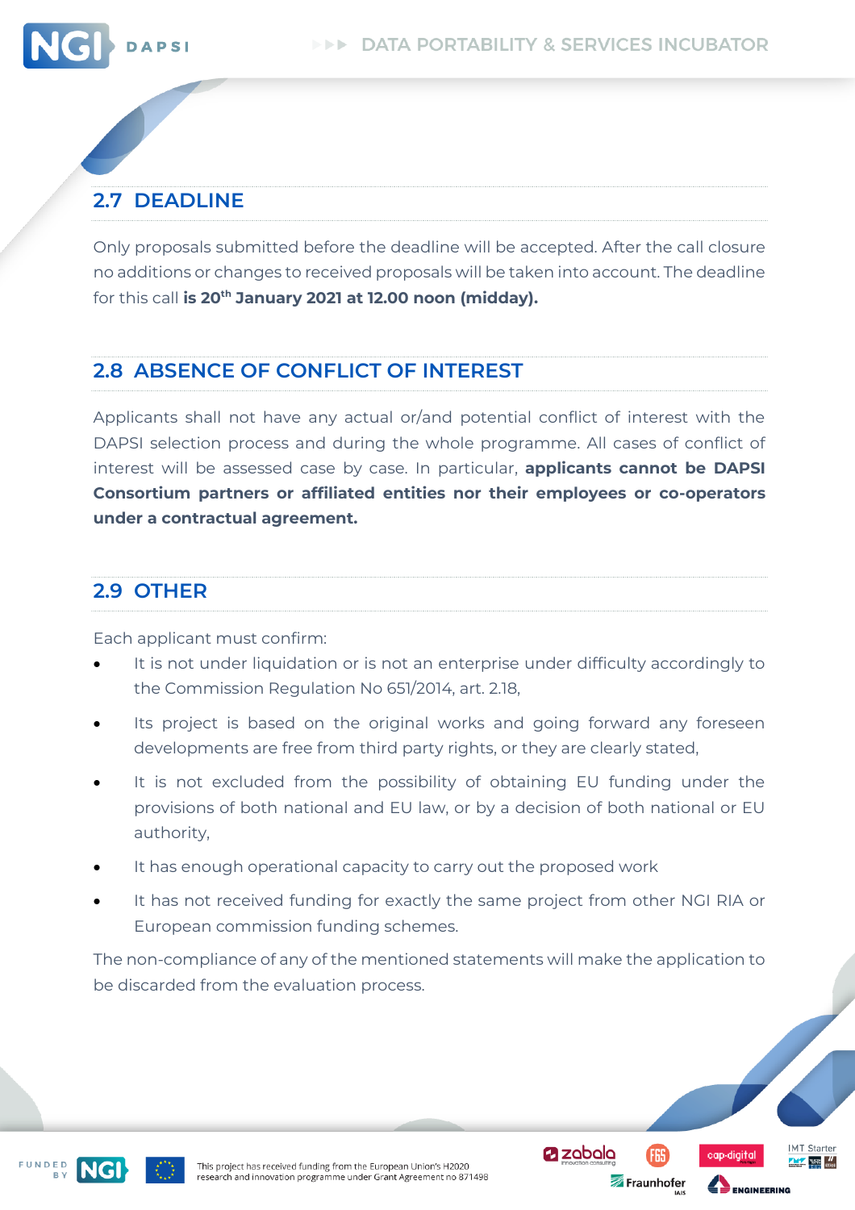## 2.7 DEADLINE

Only proposals submitted before the deadline will be accepted. After the call closure no additions or changes to received proposals will be taken into account. The deadline for this call **is 20th January 2021 at 12.00 noon (midday).**

## 2.8 ABSENCE OF CONFLICT OF INTEREST

Applicants shall not have any actual or/and potential conflict of interest with the DAPSI selection process and during the whole programme. All cases of conflict of interest will be assessed case by case. In particular, **applicants cannot be DAPSI Consortium partners or affiliated entities nor their employees or co-operators under a contractual agreement.**

## 2.9 OTHER

Each applicant must confirm:

- It is not under liquidation or is not an enterprise under difficulty accordingly to the Commission Regulation No 651/2014, art. 2.18,
- Its project is based on the original works and going forward any foreseen developments are free from third party rights, or they are clearly stated,
- It is not excluded from the possibility of obtaining EU funding under the provisions of both national and EU law, or by a decision of both national or EU authority,
- It has enough operational capacity to carry out the proposed work
- It has not received funding for exactly the same project from other NGI RIA or European commission funding schemes.

The non-compliance of any of the mentioned statements will make the application to be discarded from the evaluation process.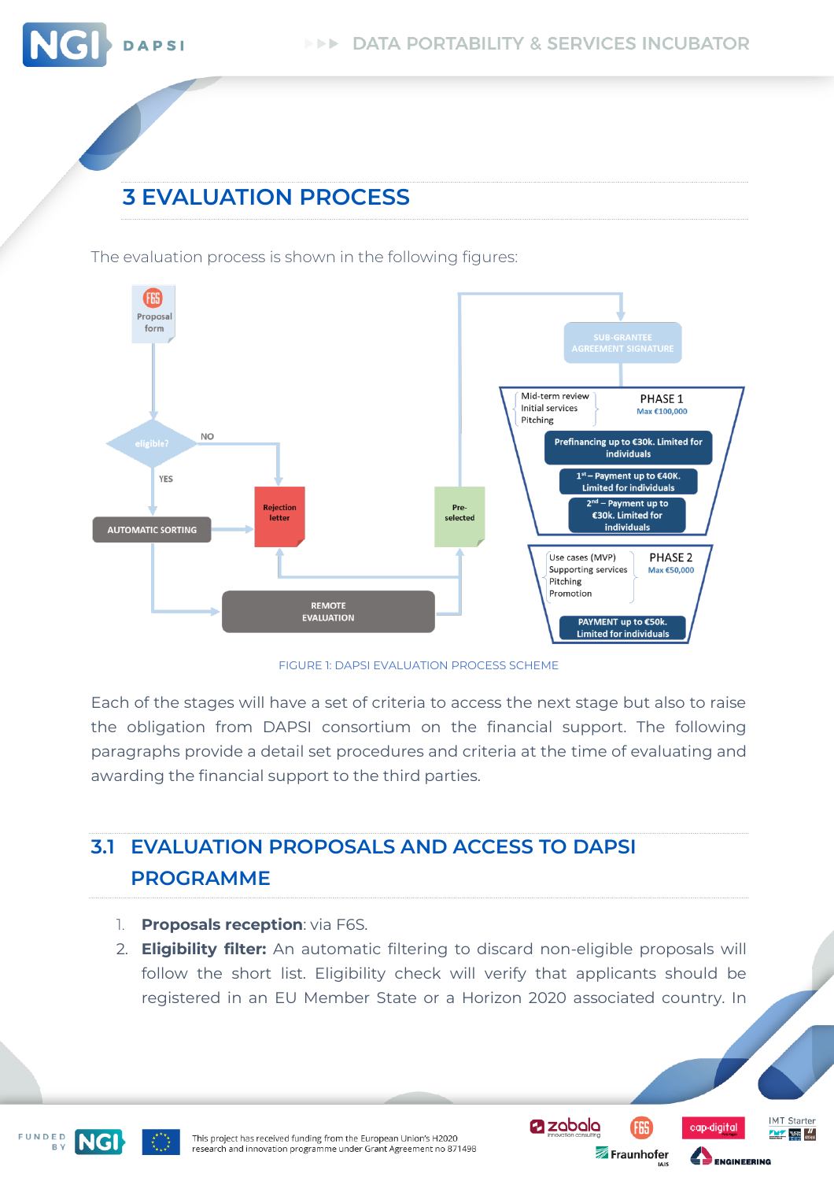# 3 EVALUATION PROCESS

The evaluation process is shown in the following figures:

FIGURE 1: DAPSI EVALUATION PROCESS SCHEME

Each of the stages will have a set of criteria to access the next stage but also to raise the obligation from DAPSI consortium on the financial support. The following paragraphs provide a detail set procedures and criteria at the time of evaluating and awarding the financial support to the third parties.

## 3.1 EVALUATION PROPOSALS AND ACCESS TO DAPSI PROGRAMME

1. **Proposals reception**: via F6S.
2. **Eligibility filter:** An automatic filtering to discard non-eligible proposals will follow the short list. Eligibility check will verify that applicants should be registered in an EU Member State or a Horizon 2020 associated country. In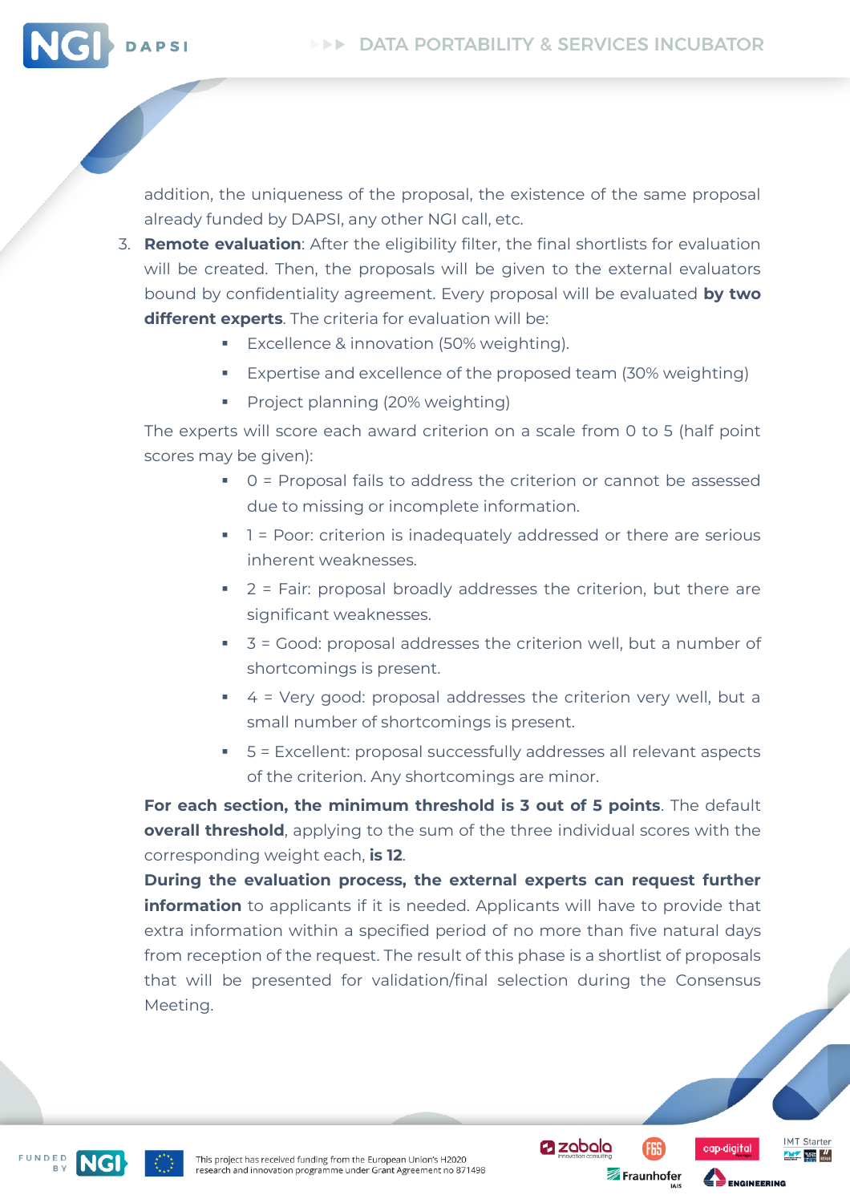addition, the uniqueness of the proposal, the existence of the same proposal already funded by DAPSI, any other NGI call, etc.

3. **Remote evaluation**: After the eligibility filter, the final shortlists for evaluation will be created. Then, the proposals will be given to the external evaluators bound by confidentiality agreement. Every proposal will be evaluated **by two different experts**. The criteria for evaluation will be:
   - Excellence & innovation (50% weighting).
   - Expertise and excellence of the proposed team (30% weighting)
   - Project planning (20% weighting)

   The experts will score each award criterion on a scale from 0 to 5 (half point scores may be given):
   - 0 = Proposal fails to address the criterion or cannot be assessed due to missing or incomplete information.
   - 1 = Poor: criterion is inadequately addressed or there are serious inherent weaknesses.
   - 2 = Fair: proposal broadly addresses the criterion, but there are significant weaknesses.
   - 3 = Good: proposal addresses the criterion well, but a number of shortcomings is present.
   - 4 = Very good: proposal addresses the criterion very well, but a small number of shortcomings is present.
   - 5 = Excellent: proposal successfully addresses all relevant aspects of the criterion. Any shortcomings are minor.

   **For each section, the minimum threshold is 3 out of 5 points**. The default **overall threshold**, applying to the sum of the three individual scores with the corresponding weight each, **is 12**.

   **During the evaluation process, the external experts can request further information** to applicants if it is needed. Applicants will have to provide that extra information within a specified period of no more than five natural days from reception of the request. The result of this phase is a shortlist of proposals that will be presented for validation/final selection during the Consensus Meeting.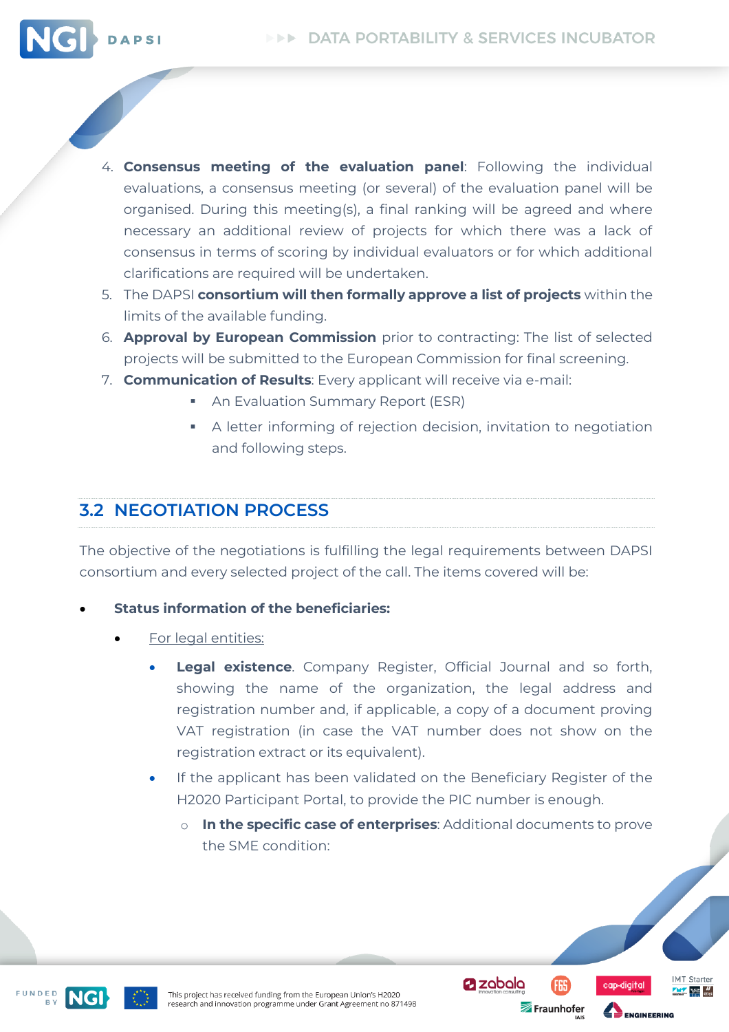4. **Consensus meeting of the evaluation panel**: Following the individual evaluations, a consensus meeting (or several) of the evaluation panel will be organised. During this meeting(s), a final ranking will be agreed and where necessary an additional review of projects for which there was a lack of consensus in terms of scoring by individual evaluators or for which additional clarifications are required will be undertaken.
5. The DAPSI **consortium will then formally approve a list of projects** within the limits of the available funding.
6. **Approval by European Commission** prior to contracting: The list of selected projects will be submitted to the European Commission for final screening.
7. **Communication of Results**: Every applicant will receive via e-mail:
   - An Evaluation Summary Report (ESR)
   - A letter informing of rejection decision, invitation to negotiation and following steps.

## 3.2 NEGOTIATION PROCESS

The objective of the negotiations is fulfilling the legal requirements between DAPSI consortium and every selected project of the call. The items covered will be:

- **Status information of the beneficiaries:**
  - For legal entities:
    - **Legal existence**. Company Register, Official Journal and so forth, showing the name of the organization, the legal address and registration number and, if applicable, a copy of a document proving VAT registration (in case the VAT number does not show on the registration extract or its equivalent).
    - If the applicant has been validated on the Beneficiary Register of the H2020 Participant Portal, to provide the PIC number is enough.
      - **In the specific case of enterprises**: Additional documents to prove the SME condition: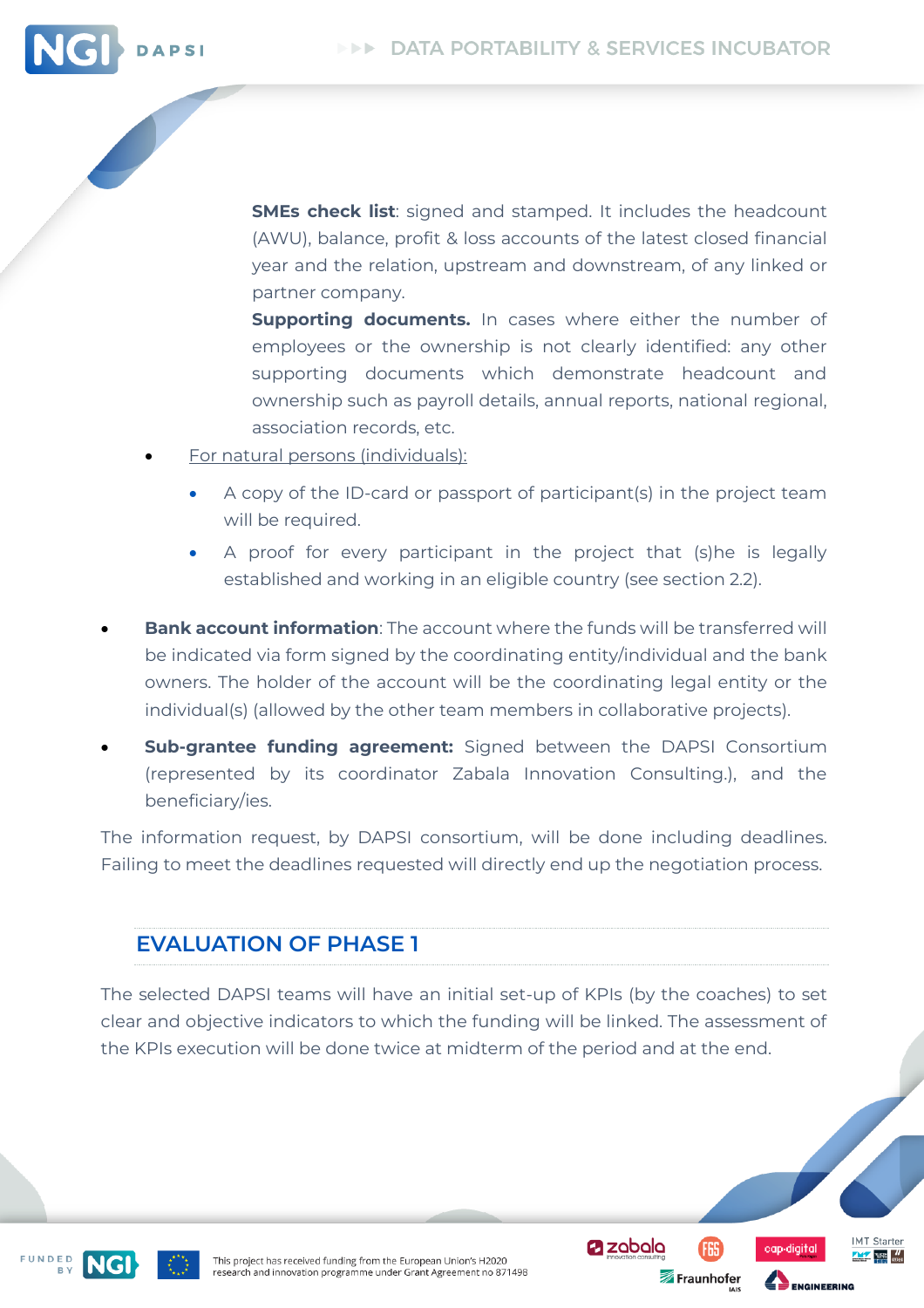**SMEs check list**: signed and stamped. It includes the headcount (AWU), balance, profit & loss accounts of the latest closed financial year and the relation, upstream and downstream, of any linked or partner company.

**Supporting documents.** In cases where either the number of employees or the ownership is not clearly identified: any other supporting documents which demonstrate headcount and ownership such as payroll details, annual reports, national regional, association records, etc.

- For natural persons (individuals):
  - A copy of the ID-card or passport of participant(s) in the project team will be required.
  - A proof for every participant in the project that (s)he is legally established and working in an eligible country (see section 2.2).

- **Bank account information**: The account where the funds will be transferred will be indicated via form signed by the coordinating entity/individual and the bank owners. The holder of the account will be the coordinating legal entity or the individual(s) (allowed by the other team members in collaborative projects).
- **Sub-grantee funding agreement:** Signed between the DAPSI Consortium (represented by its coordinator Zabala Innovation Consulting.), and the beneficiary/ies.

The information request, by DAPSI consortium, will be done including deadlines. Failing to meet the deadlines requested will directly end up the negotiation process.

## EVALUATION OF PHASE 1

The selected DAPSI teams will have an initial set-up of KPIs (by the coaches) to set clear and objective indicators to which the funding will be linked. The assessment of the KPIs execution will be done twice at midterm of the period and at the end.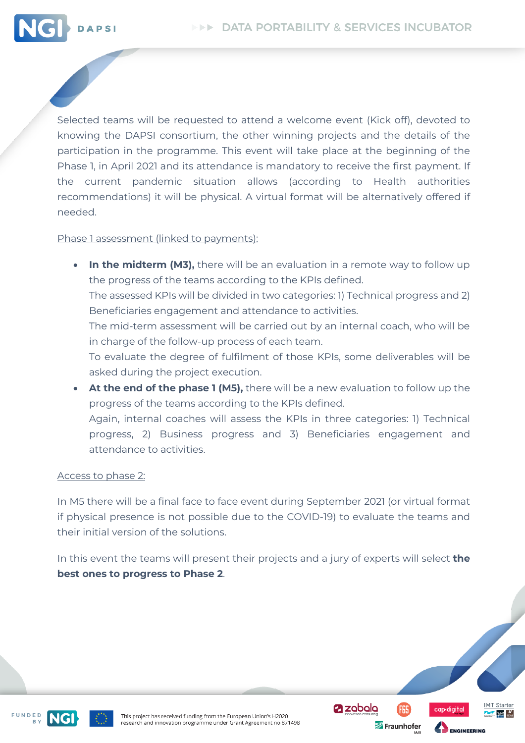Selected teams will be requested to attend a welcome event (Kick off), devoted to knowing the DAPSI consortium, the other winning projects and the details of the participation in the programme. This event will take place at the beginning of the Phase 1, in April 2021 and its attendance is mandatory to receive the first payment. If the current pandemic situation allows (according to Health authorities recommendations) it will be physical. A virtual format will be alternatively offered if needed.

<u>Phase 1 assessment (linked to payments):</u>

- **In the midterm (M3),** there will be an evaluation in a remote way to follow up the progress of the teams according to the KPIs defined.
  The assessed KPIs will be divided in two categories: 1) Technical progress and 2) Beneficiaries engagement and attendance to activities.
  The mid-term assessment will be carried out by an internal coach, who will be in charge of the follow-up process of each team.
  To evaluate the degree of fulfilment of those KPIs, some deliverables will be asked during the project execution.
- **At the end of the phase 1 (M5),** there will be a new evaluation to follow up the progress of the teams according to the KPIs defined.
  Again, internal coaches will assess the KPIs in three categories: 1) Technical progress, 2) Business progress and 3) Beneficiaries engagement and attendance to activities.

<u>Access to phase 2:</u>

In M5 there will be a final face to face event during September 2021 (or virtual format if physical presence is not possible due to the COVID-19) to evaluate the teams and their initial version of the solutions.

In this event the teams will present their projects and a jury of experts will select **the best ones to progress to Phase 2**.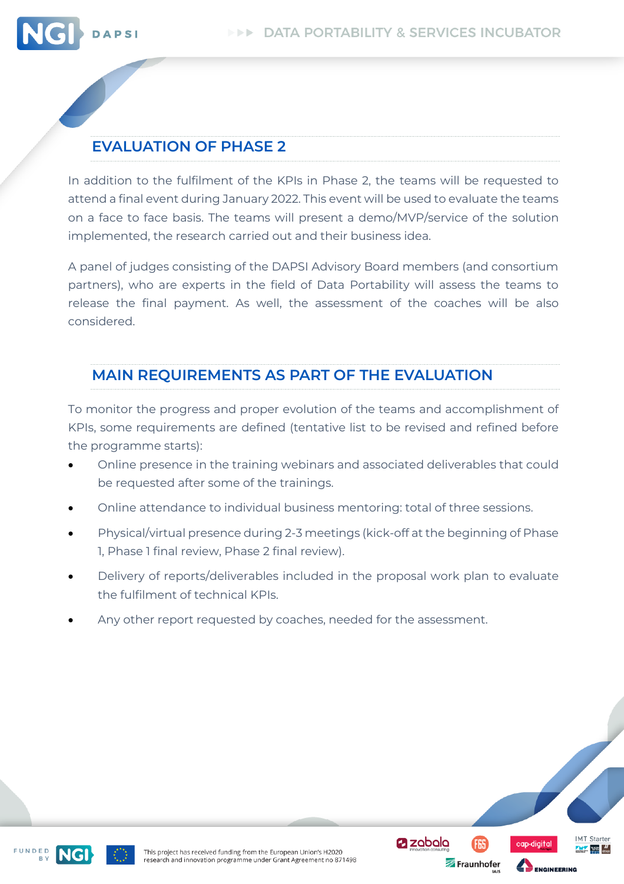## EVALUATION OF PHASE 2

In addition to the fulfilment of the KPIs in Phase 2, the teams will be requested to attend a final event during January 2022. This event will be used to evaluate the teams on a face to face basis. The teams will present a demo/MVP/service of the solution implemented, the research carried out and their business idea.

A panel of judges consisting of the DAPSI Advisory Board members (and consortium partners), who are experts in the field of Data Portability will assess the teams to release the final payment. As well, the assessment of the coaches will be also considered.

## MAIN REQUIREMENTS AS PART OF THE EVALUATION

To monitor the progress and proper evolution of the teams and accomplishment of KPIs, some requirements are defined (tentative list to be revised and refined before the programme starts):

- Online presence in the training webinars and associated deliverables that could be requested after some of the trainings.
- Online attendance to individual business mentoring: total of three sessions.
- Physical/virtual presence during 2-3 meetings (kick-off at the beginning of Phase 1, Phase 1 final review, Phase 2 final review).
- Delivery of reports/deliverables included in the proposal work plan to evaluate the fulfilment of technical KPIs.
- Any other report requested by coaches, needed for the assessment.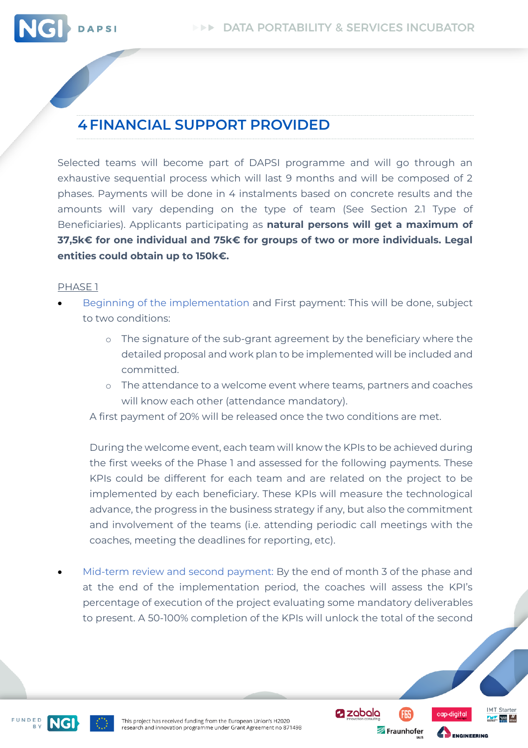# 4 FINANCIAL SUPPORT PROVIDED

Selected teams will become part of DAPSI programme and will go through an exhaustive sequential process which will last 9 months and will be composed of 2 phases. Payments will be done in 4 instalments based on concrete results and the amounts will vary depending on the type of team (See Section 2.1 Type of Beneficiaries). Applicants participating as **natural persons will get a maximum of 37,5k€ for one individual and 75k€ for groups of two or more individuals. Legal entities could obtain up to 150k€.**

PHASE 1

- Beginning of the implementation and First payment: This will be done, subject to two conditions:
  - The signature of the sub-grant agreement by the beneficiary where the detailed proposal and work plan to be implemented will be included and committed.
  - The attendance to a welcome event where teams, partners and coaches will know each other (attendance mandatory).

  A first payment of 20% will be released once the two conditions are met.

  During the welcome event, each team will know the KPIs to be achieved during the first weeks of the Phase 1 and assessed for the following payments. These KPIs could be different for each team and are related on the project to be implemented by each beneficiary. These KPIs will measure the technological advance, the progress in the business strategy if any, but also the commitment and involvement of the teams (i.e. attending periodic call meetings with the coaches, meeting the deadlines for reporting, etc).

- Mid-term review and second payment: By the end of month 3 of the phase and at the end of the implementation period, the coaches will assess the KPI's percentage of execution of the project evaluating some mandatory deliverables to present. A 50-100% completion of the KPIs will unlock the total of the second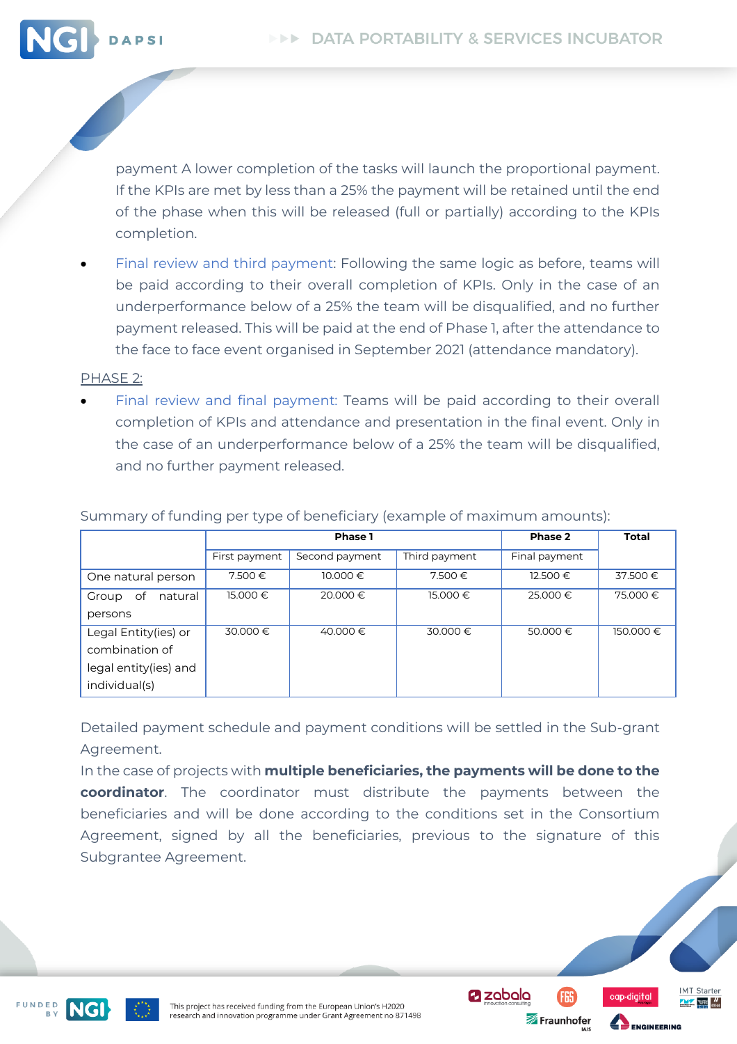payment A lower completion of the tasks will launch the proportional payment. If the KPIs are met by less than a 25% the payment will be retained until the end of the phase when this will be released (full or partially) according to the KPIs completion.

- Final review and third payment: Following the same logic as before, teams will be paid according to their overall completion of KPIs. Only in the case of an underperformance below of a 25% the team will be disqualified, and no further payment released. This will be paid at the end of Phase 1, after the attendance to the face to face event organised in September 2021 (attendance mandatory).

PHASE 2:

- Final review and final payment: Teams will be paid according to their overall completion of KPIs and attendance and presentation in the final event. Only in the case of an underperformance below of a 25% the team will be disqualified, and no further payment released.

Summary of funding per type of beneficiary (example of maximum amounts):

| | Phase 1 | | | Phase 2 | Total |
|---|---|---|---|---|---|
| | First payment | Second payment | Third payment | Final payment | |
| One natural person | 7.500 € | 10.000 € | 7.500 € | 12.500 € | 37.500 € |
| Group of natural persons | 15.000 € | 20.000 € | 15.000 € | 25.000 € | 75.000 € |
| Legal Entity(ies) or combination of legal entity(ies) and individual(s) | 30.000 € | 40.000 € | 30.000 € | 50.000 € | 150.000 € |

Detailed payment schedule and payment conditions will be settled in the Sub-grant Agreement.

In the case of projects with **multiple beneficiaries, the payments will be done to the coordinator**. The coordinator must distribute the payments between the beneficiaries and will be done according to the conditions set in the Consortium Agreement, signed by all the beneficiaries, previous to the signature of this Subgrantee Agreement.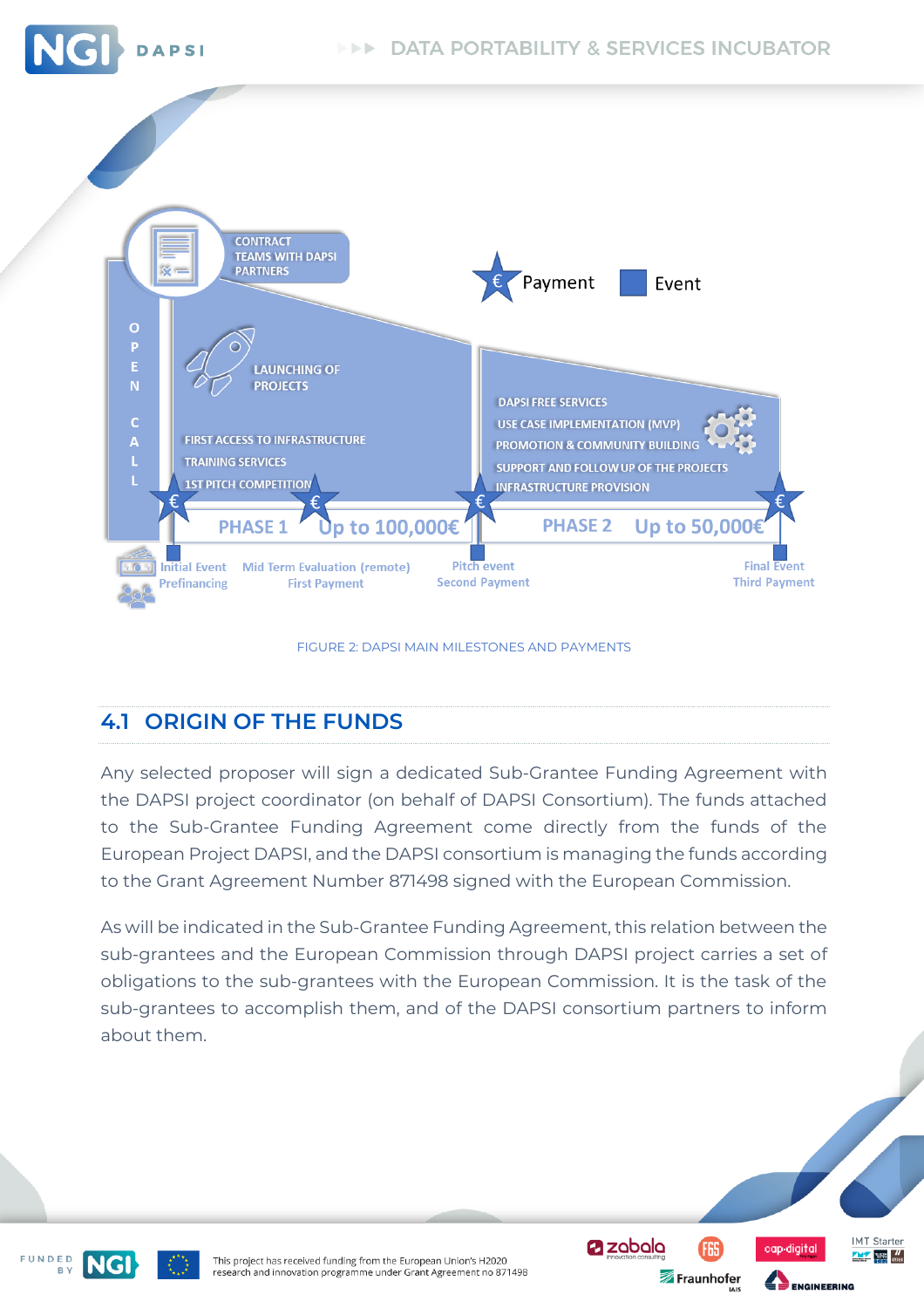CONTRACT TEAMS WITH DAPSI PARTNERS

Payment Event

OPEN CALL

LAUNCHING OF PROJECTS

FIRST ACCESS TO INFRASTRUCTURE

TRAINING SERVICES

1ST PITCH COMPETITION

DAPSI FREE SERVICES

USE CASE IMPLEMENTATION (MVP)

PROMOTION & COMMUNITY BUILDING

SUPPORT AND FOLLOW UP OF THE PROJECTS

INFRASTRUCTURE PROVISION

PHASE 1 Up to 100,000€

PHASE 2 Up to 50,000€

Initial Event Prefinancing

Mid Term Evaluation (remote) First Payment

Pitch event Second Payment

Final Event Third Payment

FIGURE 2: DAPSI MAIN MILESTONES AND PAYMENTS

## 4.1 ORIGIN OF THE FUNDS

Any selected proposer will sign a dedicated Sub-Grantee Funding Agreement with the DAPSI project coordinator (on behalf of DAPSI Consortium). The funds attached to the Sub-Grantee Funding Agreement come directly from the funds of the European Project DAPSI, and the DAPSI consortium is managing the funds according to the Grant Agreement Number 871498 signed with the European Commission.

As will be indicated in the Sub-Grantee Funding Agreement, this relation between the sub-grantees and the European Commission through DAPSI project carries a set of obligations to the sub-grantees with the European Commission. It is the task of the sub-grantees to accomplish them, and of the DAPSI consortium partners to inform about them.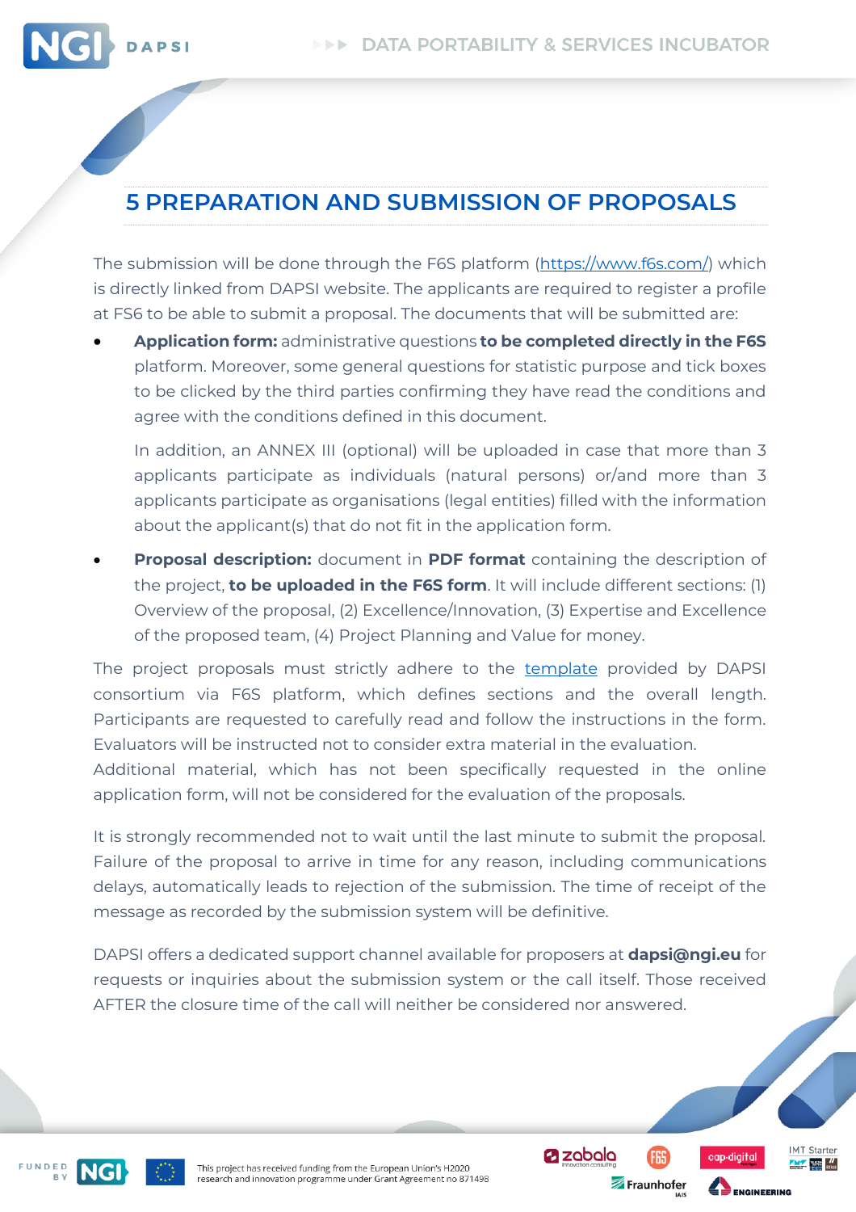# 5 PREPARATION AND SUBMISSION OF PROPOSALS

The submission will be done through the F6S platform (https://www.f6s.com/) which is directly linked from DAPSI website. The applicants are required to register a profile at FS6 to be able to submit a proposal. The documents that will be submitted are:

- **Application form:** administrative questions **to be completed directly in the F6S** platform. Moreover, some general questions for statistic purpose and tick boxes to be clicked by the third parties confirming they have read the conditions and agree with the conditions defined in this document.

  In addition, an ANNEX III (optional) will be uploaded in case that more than 3 applicants participate as individuals (natural persons) or/and more than 3 applicants participate as organisations (legal entities) filled with the information about the applicant(s) that do not fit in the application form.

- **Proposal description:** document in **PDF format** containing the description of the project, **to be uploaded in the F6S form**. It will include different sections: (1) Overview of the proposal, (2) Excellence/Innovation, (3) Expertise and Excellence of the proposed team, (4) Project Planning and Value for money.

The project proposals must strictly adhere to the template provided by DAPSI consortium via F6S platform, which defines sections and the overall length. Participants are requested to carefully read and follow the instructions in the form. Evaluators will be instructed not to consider extra material in the evaluation.
Additional material, which has not been specifically requested in the online application form, will not be considered for the evaluation of the proposals.

It is strongly recommended not to wait until the last minute to submit the proposal. Failure of the proposal to arrive in time for any reason, including communications delays, automatically leads to rejection of the submission. The time of receipt of the message as recorded by the submission system will be definitive.

DAPSI offers a dedicated support channel available for proposers at **dapsi@ngi.eu** for requests or inquiries about the submission system or the call itself. Those received AFTER the closure time of the call will neither be considered nor answered.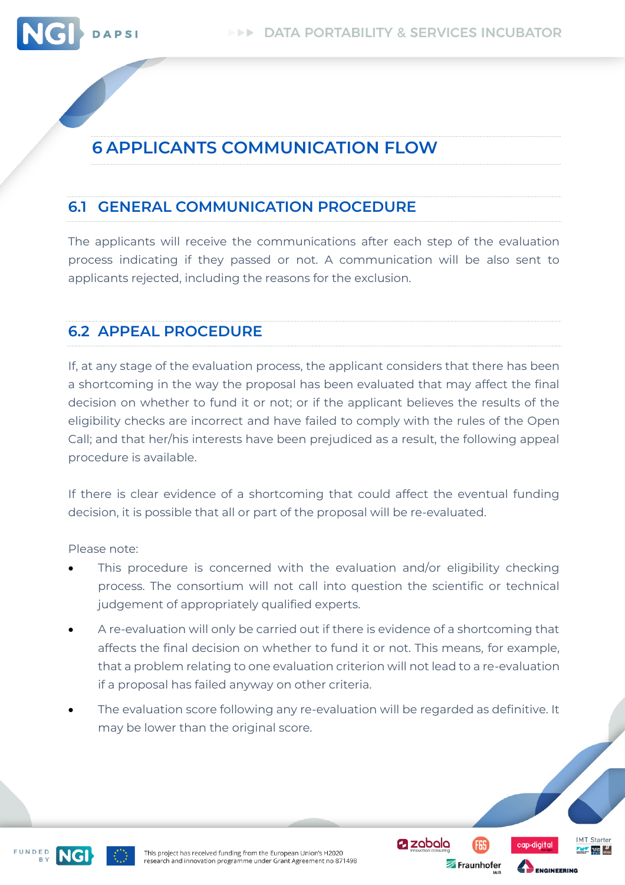# 6 APPLICANTS COMMUNICATION FLOW

## 6.1 GENERAL COMMUNICATION PROCEDURE

The applicants will receive the communications after each step of the evaluation process indicating if they passed or not. A communication will be also sent to applicants rejected, including the reasons for the exclusion.

## 6.2 APPEAL PROCEDURE

If, at any stage of the evaluation process, the applicant considers that there has been a shortcoming in the way the proposal has been evaluated that may affect the final decision on whether to fund it or not; or if the applicant believes the results of the eligibility checks are incorrect and have failed to comply with the rules of the Open Call; and that her/his interests have been prejudiced as a result, the following appeal procedure is available.

If there is clear evidence of a shortcoming that could affect the eventual funding decision, it is possible that all or part of the proposal will be re-evaluated.

Please note:

- This procedure is concerned with the evaluation and/or eligibility checking process. The consortium will not call into question the scientific or technical judgement of appropriately qualified experts.
- A re-evaluation will only be carried out if there is evidence of a shortcoming that affects the final decision on whether to fund it or not. This means, for example, that a problem relating to one evaluation criterion will not lead to a re-evaluation if a proposal has failed anyway on other criteria.
- The evaluation score following any re-evaluation will be regarded as definitive. It may be lower than the original score.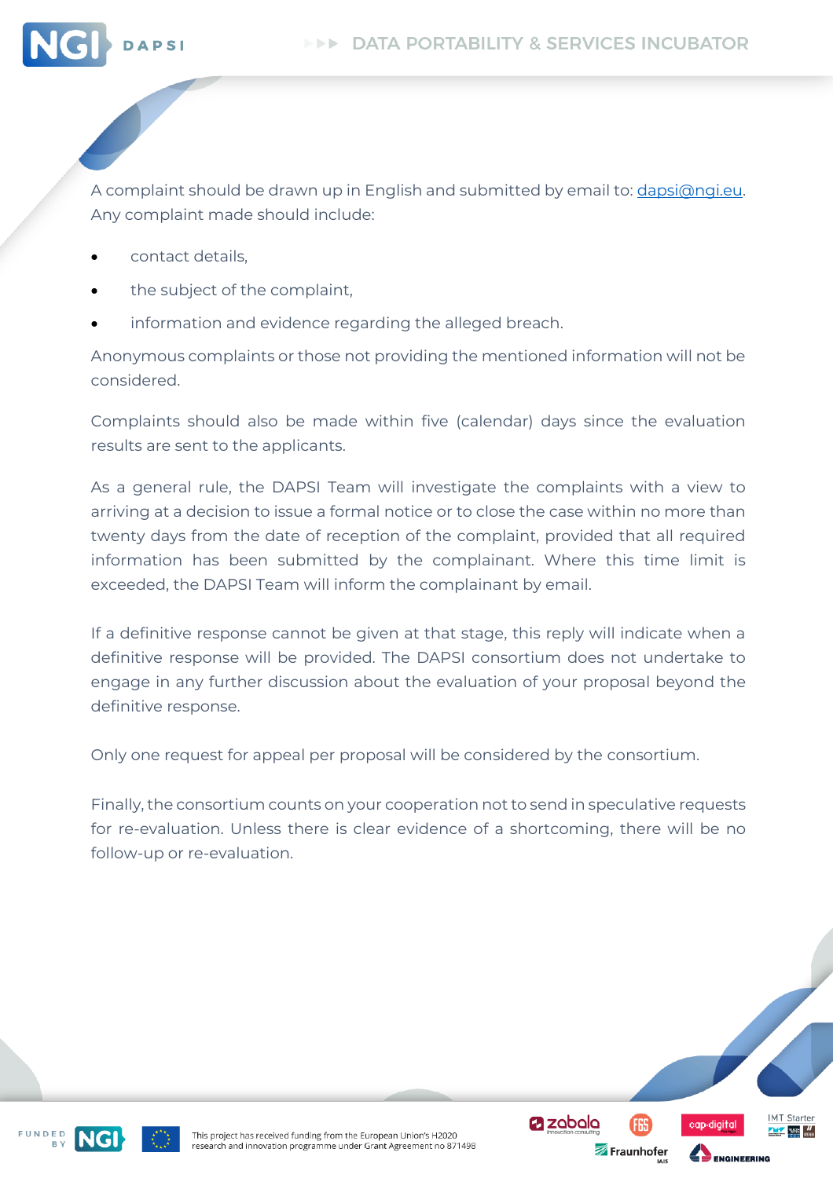A complaint should be drawn up in English and submitted by email to: dapsi@ngi.eu. Any complaint made should include:

- contact details,
- the subject of the complaint,
- information and evidence regarding the alleged breach.

Anonymous complaints or those not providing the mentioned information will not be considered.

Complaints should also be made within five (calendar) days since the evaluation results are sent to the applicants.

As a general rule, the DAPSI Team will investigate the complaints with a view to arriving at a decision to issue a formal notice or to close the case within no more than twenty days from the date of reception of the complaint, provided that all required information has been submitted by the complainant. Where this time limit is exceeded, the DAPSI Team will inform the complainant by email.

If a definitive response cannot be given at that stage, this reply will indicate when a definitive response will be provided. The DAPSI consortium does not undertake to engage in any further discussion about the evaluation of your proposal beyond the definitive response.

Only one request for appeal per proposal will be considered by the consortium.

Finally, the consortium counts on your cooperation not to send in speculative requests for re-evaluation. Unless there is clear evidence of a shortcoming, there will be no follow-up or re-evaluation.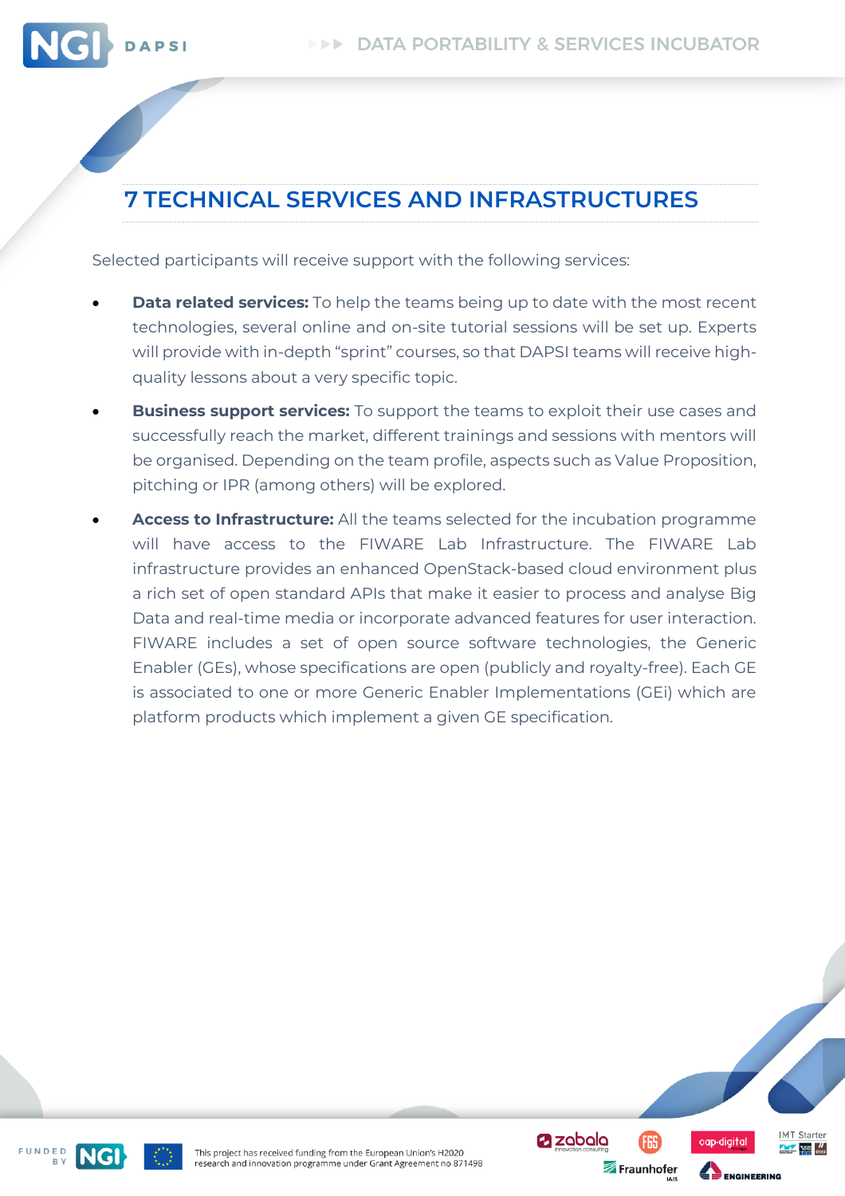# 7 TECHNICAL SERVICES AND INFRASTRUCTURES

Selected participants will receive support with the following services:

- **Data related services:** To help the teams being up to date with the most recent technologies, several online and on-site tutorial sessions will be set up. Experts will provide with in-depth "sprint" courses, so that DAPSI teams will receive high-quality lessons about a very specific topic.
- **Business support services:** To support the teams to exploit their use cases and successfully reach the market, different trainings and sessions with mentors will be organised. Depending on the team profile, aspects such as Value Proposition, pitching or IPR (among others) will be explored.
- **Access to Infrastructure:** All the teams selected for the incubation programme will have access to the FIWARE Lab Infrastructure. The FIWARE Lab infrastructure provides an enhanced OpenStack-based cloud environment plus a rich set of open standard APIs that make it easier to process and analyse Big Data and real-time media or incorporate advanced features for user interaction. FIWARE includes a set of open source software technologies, the Generic Enabler (GEs), whose specifications are open (publicly and royalty-free). Each GE is associated to one or more Generic Enabler Implementations (GEi) which are platform products which implement a given GE specification.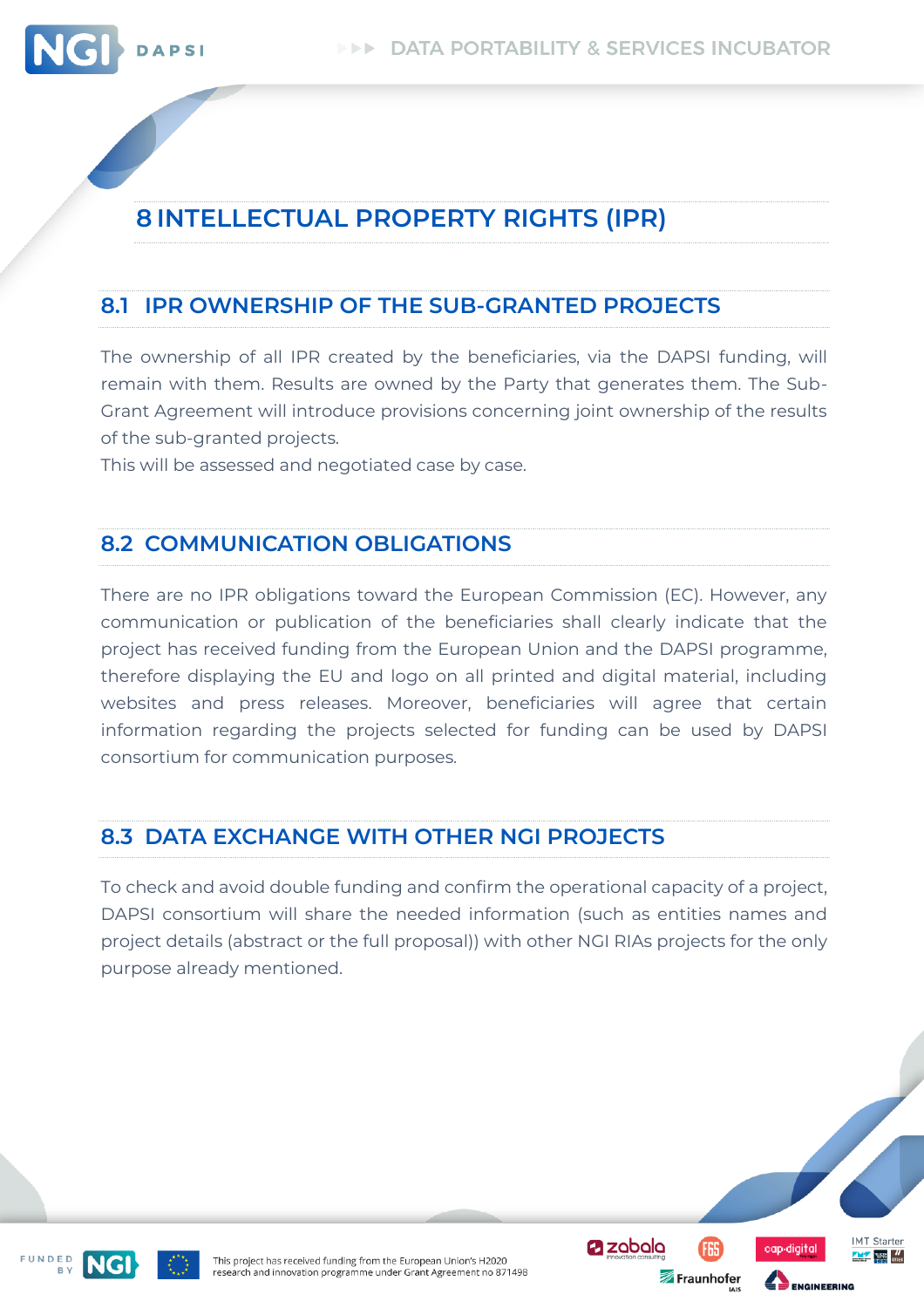# 8 INTELLECTUAL PROPERTY RIGHTS (IPR)

## 8.1 IPR OWNERSHIP OF THE SUB-GRANTED PROJECTS

The ownership of all IPR created by the beneficiaries, via the DAPSI funding, will remain with them. Results are owned by the Party that generates them. The Sub-Grant Agreement will introduce provisions concerning joint ownership of the results of the sub-granted projects.
This will be assessed and negotiated case by case.

## 8.2 COMMUNICATION OBLIGATIONS

There are no IPR obligations toward the European Commission (EC). However, any communication or publication of the beneficiaries shall clearly indicate that the project has received funding from the European Union and the DAPSI programme, therefore displaying the EU and logo on all printed and digital material, including websites and press releases. Moreover, beneficiaries will agree that certain information regarding the projects selected for funding can be used by DAPSI consortium for communication purposes.

## 8.3 DATA EXCHANGE WITH OTHER NGI PROJECTS

To check and avoid double funding and confirm the operational capacity of a project, DAPSI consortium will share the needed information (such as entities names and project details (abstract or the full proposal)) with other NGI RIAs projects for the only purpose already mentioned.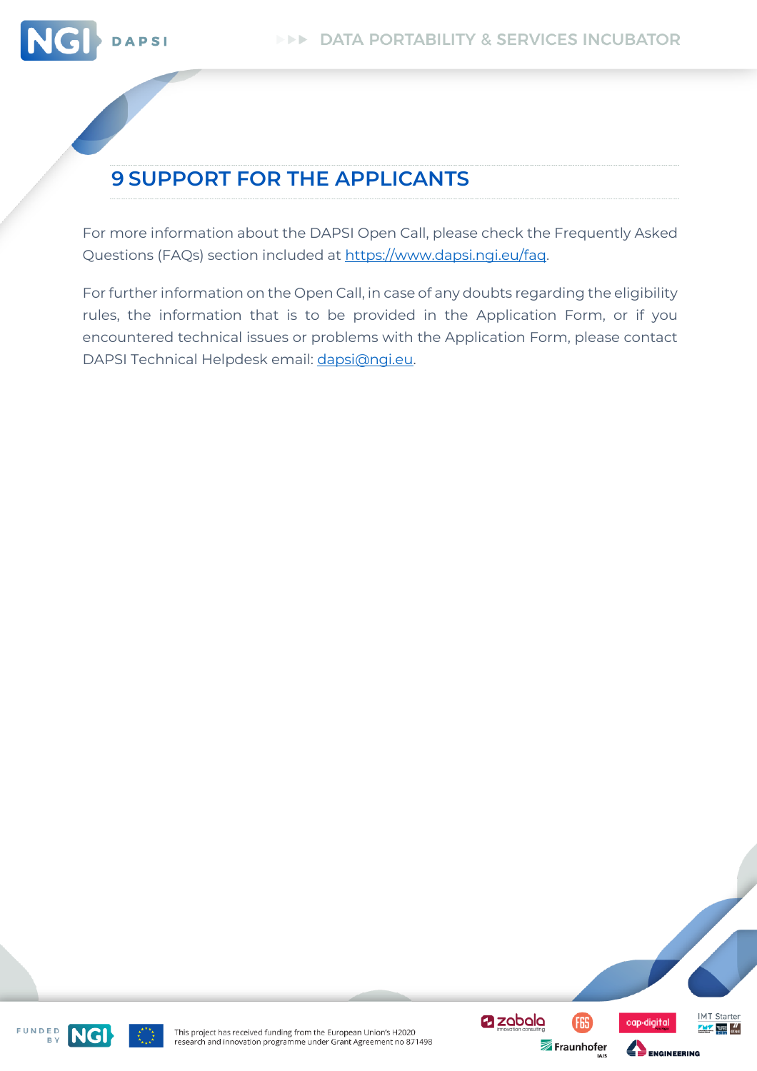# 9 SUPPORT FOR THE APPLICANTS

For more information about the DAPSI Open Call, please check the Frequently Asked Questions (FAQs) section included at https://www.dapsi.ngi.eu/faq.

For further information on the Open Call, in case of any doubts regarding the eligibility rules, the information that is to be provided in the Application Form, or if you encountered technical issues or problems with the Application Form, please contact DAPSI Technical Helpdesk email: dapsi@ngi.eu.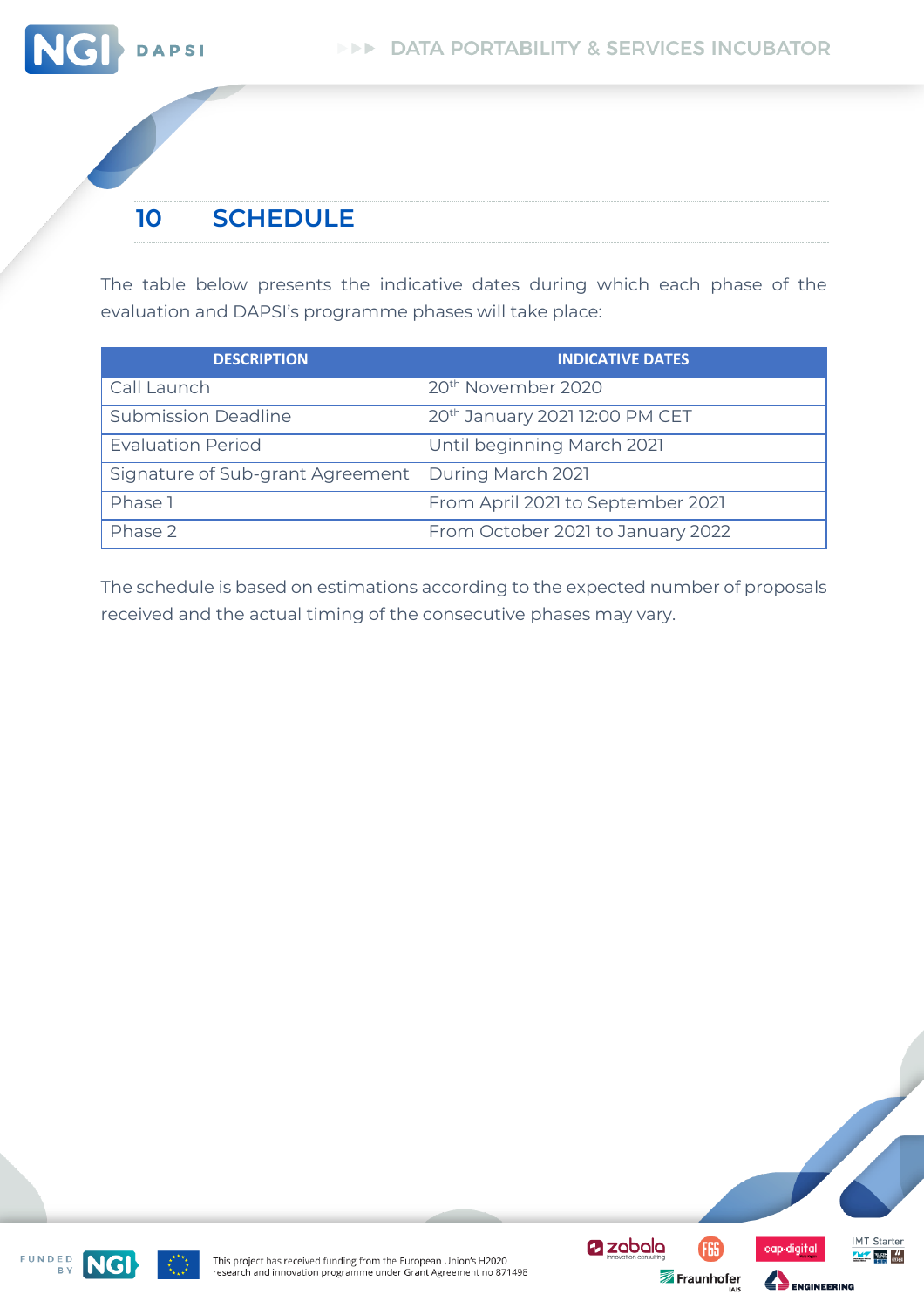# 10 SCHEDULE

The table below presents the indicative dates during which each phase of the evaluation and DAPSI's programme phases will take place:

| DESCRIPTION | INDICATIVE DATES |
|---|---|
| Call Launch | 20th November 2020 |
| Submission Deadline | 20th January 2021 12:00 PM CET |
| Evaluation Period | Until beginning March 2021 |
| Signature of Sub-grant Agreement | During March 2021 |
| Phase 1 | From April 2021 to September 2021 |
| Phase 2 | From October 2021 to January 2022 |

The schedule is based on estimations according to the expected number of proposals received and the actual timing of the consecutive phases may vary.